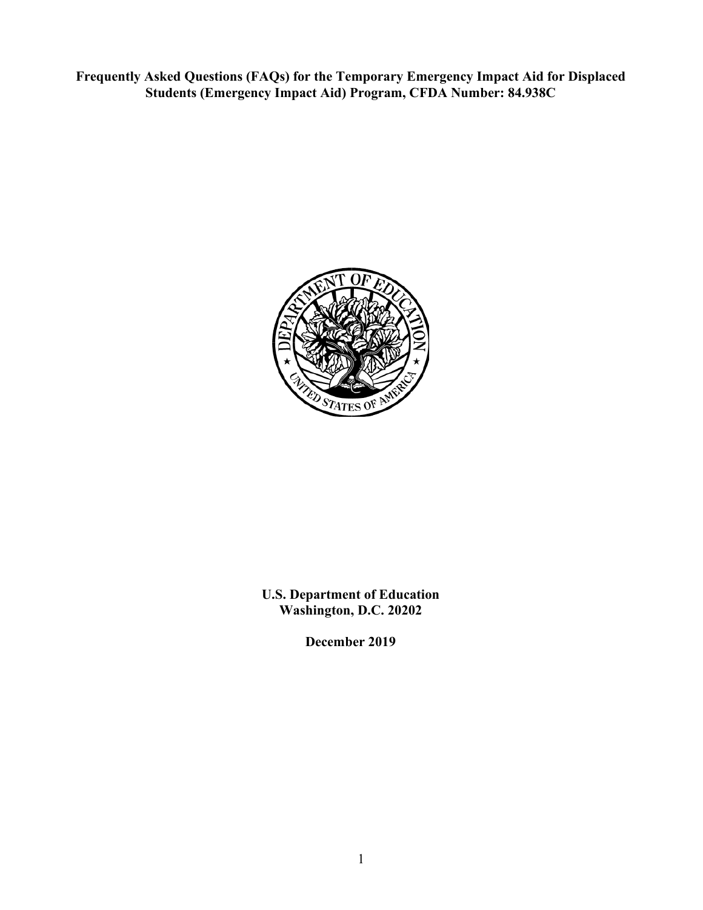**Frequently Asked Questions (FAQs) for the Temporary Emergency Impact Aid for Displaced Students (Emergency Impact Aid) Program, CFDA Number: 84.938C**

**U.S. Department of Education**
**Washington, D.C. 20202**

**December 2019**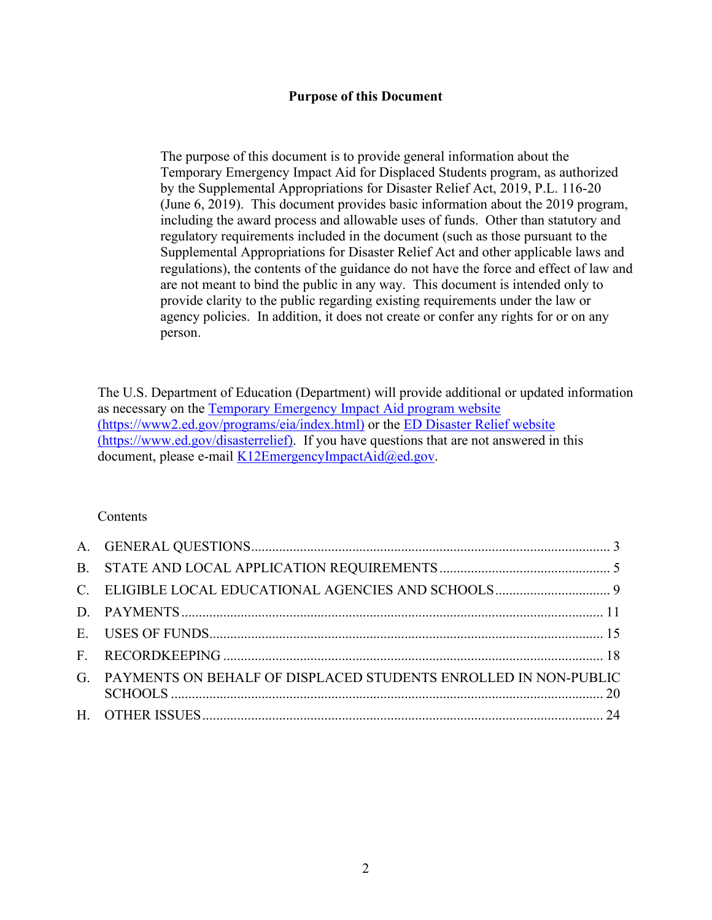## Purpose of this Document

> The purpose of this document is to provide general information about the Temporary Emergency Impact Aid for Displaced Students program, as authorized by the Supplemental Appropriations for Disaster Relief Act, 2019, P.L. 116-20 (June 6, 2019). This document provides basic information about the 2019 program, including the award process and allowable uses of funds. Other than statutory and regulatory requirements included in the document (such as those pursuant to the Supplemental Appropriations for Disaster Relief Act and other applicable laws and regulations), the contents of the guidance do not have the force and effect of law and are not meant to bind the public in any way. This document is intended only to provide clarity to the public regarding existing requirements under the law or agency policies. In addition, it does not create or confer any rights for or on any person.

The U.S. Department of Education (Department) will provide additional or updated information as necessary on the [Temporary Emergency Impact Aid program website (https://www2.ed.gov/programs/eia/index.html)](https://www2.ed.gov/programs/eia/index.html) or the [ED Disaster Relief website (https://www.ed.gov/disasterrelief)](https://www.ed.gov/disasterrelief). If you have questions that are not answered in this document, please e-mail [K12EmergencyImpactAid@ed.gov](mailto:K12EmergencyImpactAid@ed.gov).

Contents

A. GENERAL QUESTIONS ..... 3
B. STATE AND LOCAL APPLICATION REQUIREMENTS ..... 5
C. ELIGIBLE LOCAL EDUCATIONAL AGENCIES AND SCHOOLS ..... 9
D. PAYMENTS ..... 11
E. USES OF FUNDS ..... 15
F. RECORDKEEPING ..... 18
G. PAYMENTS ON BEHALF OF DISPLACED STUDENTS ENROLLED IN NON-PUBLIC SCHOOLS ..... 20
H. OTHER ISSUES ..... 24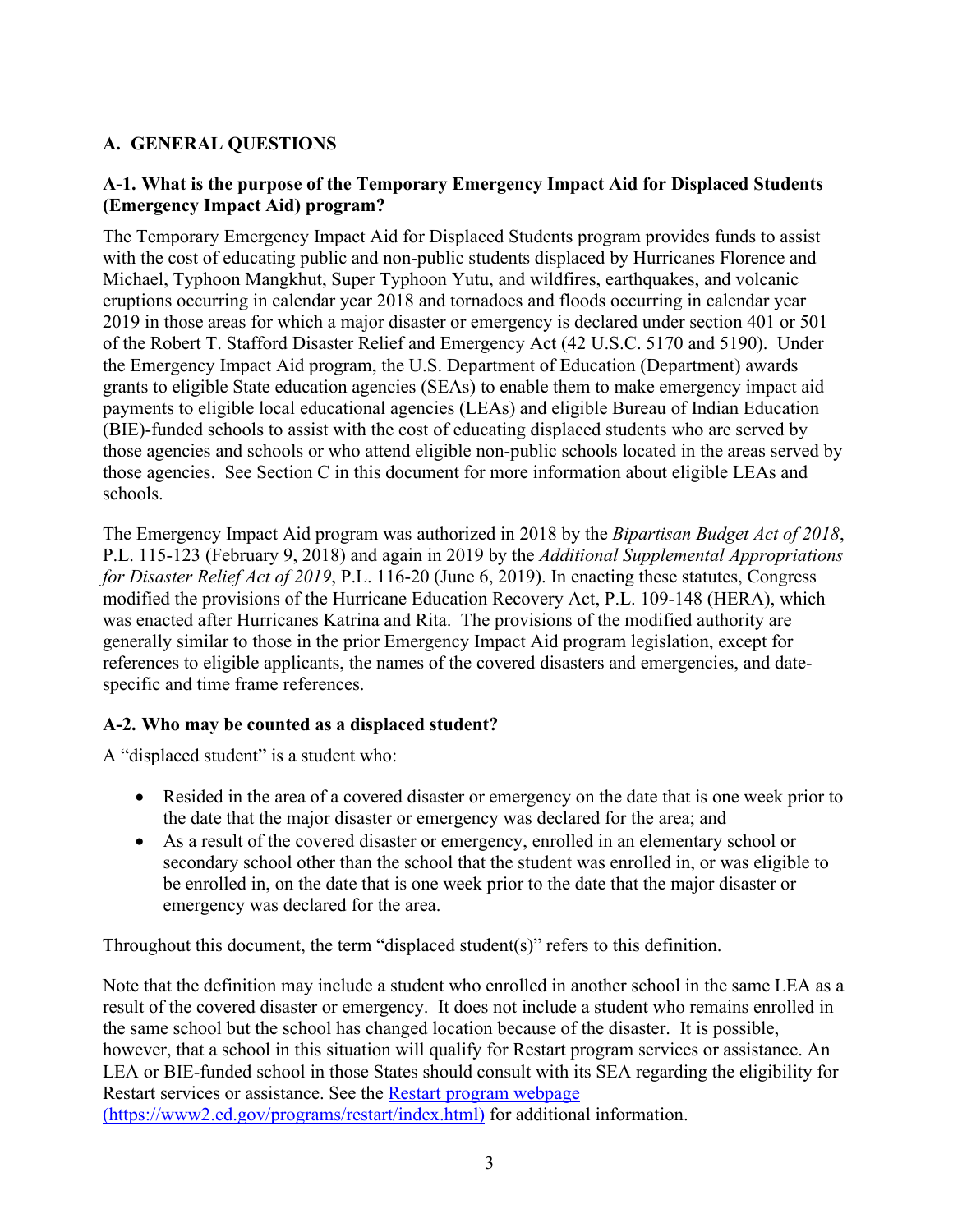## A. GENERAL QUESTIONS

### A-1. What is the purpose of the Temporary Emergency Impact Aid for Displaced Students (Emergency Impact Aid) program?

The Temporary Emergency Impact Aid for Displaced Students program provides funds to assist with the cost of educating public and non-public students displaced by Hurricanes Florence and Michael, Typhoon Mangkhut, Super Typhoon Yutu, and wildfires, earthquakes, and volcanic eruptions occurring in calendar year 2018 and tornadoes and floods occurring in calendar year 2019 in those areas for which a major disaster or emergency is declared under section 401 or 501 of the Robert T. Stafford Disaster Relief and Emergency Act (42 U.S.C. 5170 and 5190). Under the Emergency Impact Aid program, the U.S. Department of Education (Department) awards grants to eligible State education agencies (SEAs) to enable them to make emergency impact aid payments to eligible local educational agencies (LEAs) and eligible Bureau of Indian Education (BIE)-funded schools to assist with the cost of educating displaced students who are served by those agencies and schools or who attend eligible non-public schools located in the areas served by those agencies. See Section C in this document for more information about eligible LEAs and schools.

The Emergency Impact Aid program was authorized in 2018 by the *Bipartisan Budget Act of 2018*, P.L. 115-123 (February 9, 2018) and again in 2019 by the *Additional Supplemental Appropriations for Disaster Relief Act of 2019*, P.L. 116-20 (June 6, 2019). In enacting these statutes, Congress modified the provisions of the Hurricane Education Recovery Act, P.L. 109-148 (HERA), which was enacted after Hurricanes Katrina and Rita. The provisions of the modified authority are generally similar to those in the prior Emergency Impact Aid program legislation, except for references to eligible applicants, the names of the covered disasters and emergencies, and date-specific and time frame references.

### A-2. Who may be counted as a displaced student?

A "displaced student" is a student who:

- Resided in the area of a covered disaster or emergency on the date that is one week prior to the date that the major disaster or emergency was declared for the area; and
- As a result of the covered disaster or emergency, enrolled in an elementary school or secondary school other than the school that the student was enrolled in, or was eligible to be enrolled in, on the date that is one week prior to the date that the major disaster or emergency was declared for the area.

Throughout this document, the term "displaced student(s)" refers to this definition.

Note that the definition may include a student who enrolled in another school in the same LEA as a result of the covered disaster or emergency. It does not include a student who remains enrolled in the same school but the school has changed location because of the disaster. It is possible, however, that a school in this situation will qualify for Restart program services or assistance. An LEA or BIE-funded school in those States should consult with its SEA regarding the eligibility for Restart services or assistance. See the [Restart program webpage (https://www2.ed.gov/programs/restart/index.html)](https://www2.ed.gov/programs/restart/index.html) for additional information.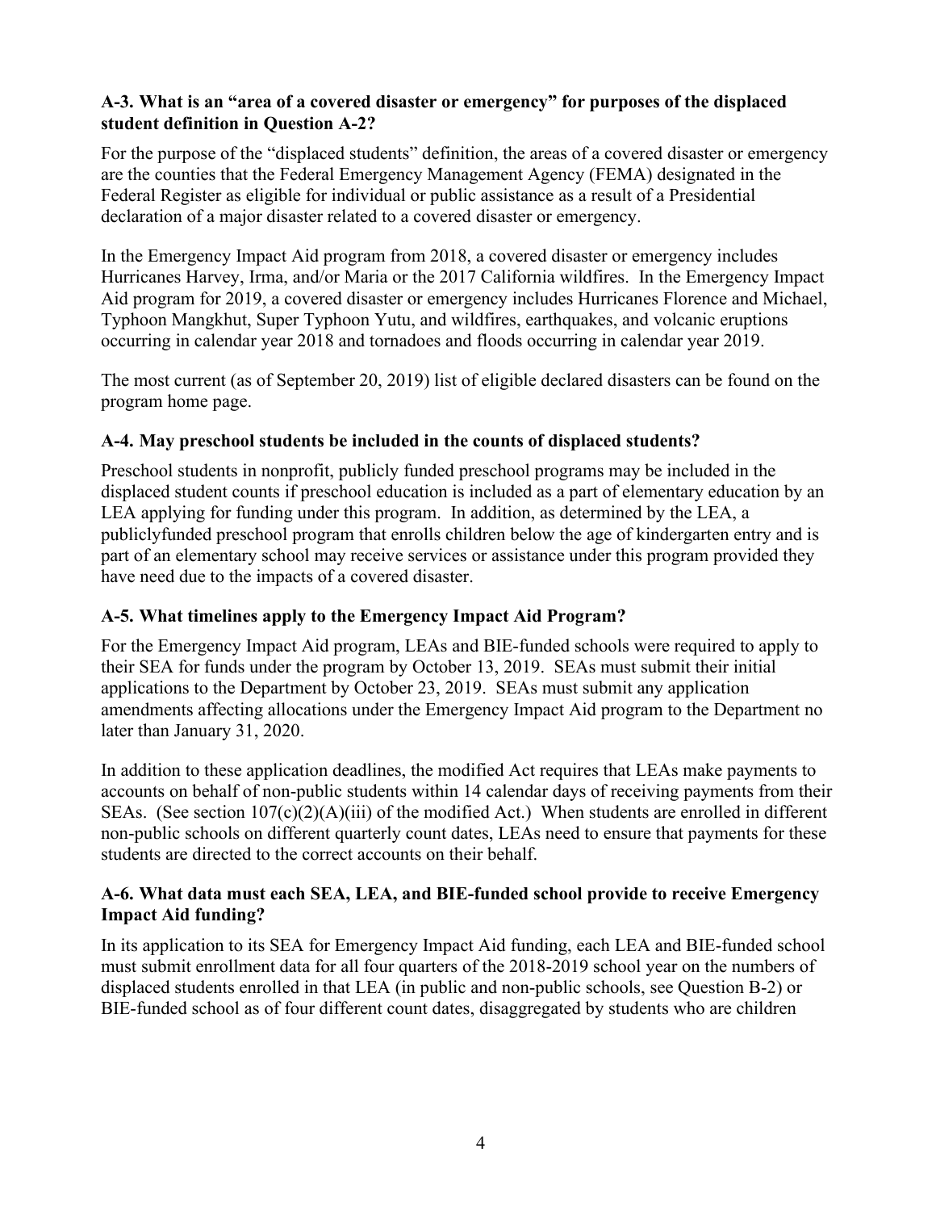### A-3. What is an "area of a covered disaster or emergency" for purposes of the displaced student definition in Question A-2?

For the purpose of the "displaced students" definition, the areas of a covered disaster or emergency are the counties that the Federal Emergency Management Agency (FEMA) designated in the Federal Register as eligible for individual or public assistance as a result of a Presidential declaration of a major disaster related to a covered disaster or emergency.

In the Emergency Impact Aid program from 2018, a covered disaster or emergency includes Hurricanes Harvey, Irma, and/or Maria or the 2017 California wildfires. In the Emergency Impact Aid program for 2019, a covered disaster or emergency includes Hurricanes Florence and Michael, Typhoon Mangkhut, Super Typhoon Yutu, and wildfires, earthquakes, and volcanic eruptions occurring in calendar year 2018 and tornadoes and floods occurring in calendar year 2019.

The most current (as of September 20, 2019) list of eligible declared disasters can be found on the program home page.

### A-4. May preschool students be included in the counts of displaced students?

Preschool students in nonprofit, publicly funded preschool programs may be included in the displaced student counts if preschool education is included as a part of elementary education by an LEA applying for funding under this program. In addition, as determined by the LEA, a publiclyfunded preschool program that enrolls children below the age of kindergarten entry and is part of an elementary school may receive services or assistance under this program provided they have need due to the impacts of a covered disaster.

### A-5. What timelines apply to the Emergency Impact Aid Program?

For the Emergency Impact Aid program, LEAs and BIE-funded schools were required to apply to their SEA for funds under the program by October 13, 2019. SEAs must submit their initial applications to the Department by October 23, 2019. SEAs must submit any application amendments affecting allocations under the Emergency Impact Aid program to the Department no later than January 31, 2020.

In addition to these application deadlines, the modified Act requires that LEAs make payments to accounts on behalf of non-public students within 14 calendar days of receiving payments from their SEAs. (See section 107(c)(2)(A)(iii) of the modified Act.) When students are enrolled in different non-public schools on different quarterly count dates, LEAs need to ensure that payments for these students are directed to the correct accounts on their behalf.

### A-6. What data must each SEA, LEA, and BIE-funded school provide to receive Emergency Impact Aid funding?

In its application to its SEA for Emergency Impact Aid funding, each LEA and BIE-funded school must submit enrollment data for all four quarters of the 2018-2019 school year on the numbers of displaced students enrolled in that LEA (in public and non-public schools, see Question B-2) or BIE-funded school as of four different count dates, disaggregated by students who are children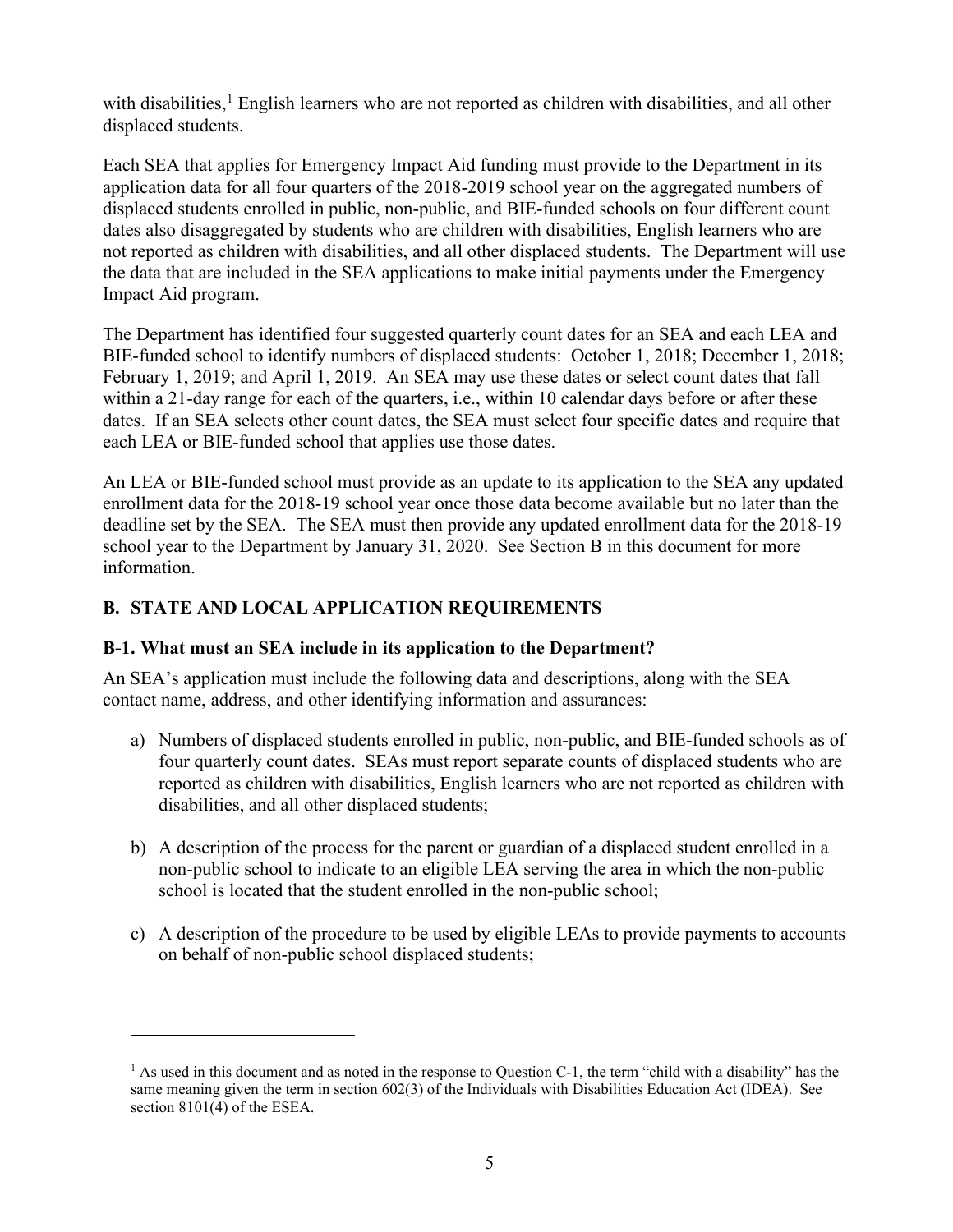with disabilities,[1] English learners who are not reported as children with disabilities, and all other displaced students.

Each SEA that applies for Emergency Impact Aid funding must provide to the Department in its application data for all four quarters of the 2018-2019 school year on the aggregated numbers of displaced students enrolled in public, non-public, and BIE-funded schools on four different count dates also disaggregated by students who are children with disabilities, English learners who are not reported as children with disabilities, and all other displaced students. The Department will use the data that are included in the SEA applications to make initial payments under the Emergency Impact Aid program.

The Department has identified four suggested quarterly count dates for an SEA and each LEA and BIE-funded school to identify numbers of displaced students: October 1, 2018; December 1, 2018; February 1, 2019; and April 1, 2019. An SEA may use these dates or select count dates that fall within a 21-day range for each of the quarters, i.e., within 10 calendar days before or after these dates. If an SEA selects other count dates, the SEA must select four specific dates and require that each LEA or BIE-funded school that applies use those dates.

An LEA or BIE-funded school must provide as an update to its application to the SEA any updated enrollment data for the 2018-19 school year once those data become available but no later than the deadline set by the SEA. The SEA must then provide any updated enrollment data for the 2018-19 school year to the Department by January 31, 2020. See Section B in this document for more information.

## B. STATE AND LOCAL APPLICATION REQUIREMENTS

### B-1. What must an SEA include in its application to the Department?

An SEA's application must include the following data and descriptions, along with the SEA contact name, address, and other identifying information and assurances:

a) Numbers of displaced students enrolled in public, non-public, and BIE-funded schools as of four quarterly count dates. SEAs must report separate counts of displaced students who are reported as children with disabilities, English learners who are not reported as children with disabilities, and all other displaced students;

b) A description of the process for the parent or guardian of a displaced student enrolled in a non-public school to indicate to an eligible LEA serving the area in which the non-public school is located that the student enrolled in the non-public school;

c) A description of the procedure to be used by eligible LEAs to provide payments to accounts on behalf of non-public school displaced students;

---

[1] As used in this document and as noted in the response to Question C-1, the term "child with a disability" has the same meaning given the term in section 602(3) of the Individuals with Disabilities Education Act (IDEA). See section 8101(4) of the ESEA.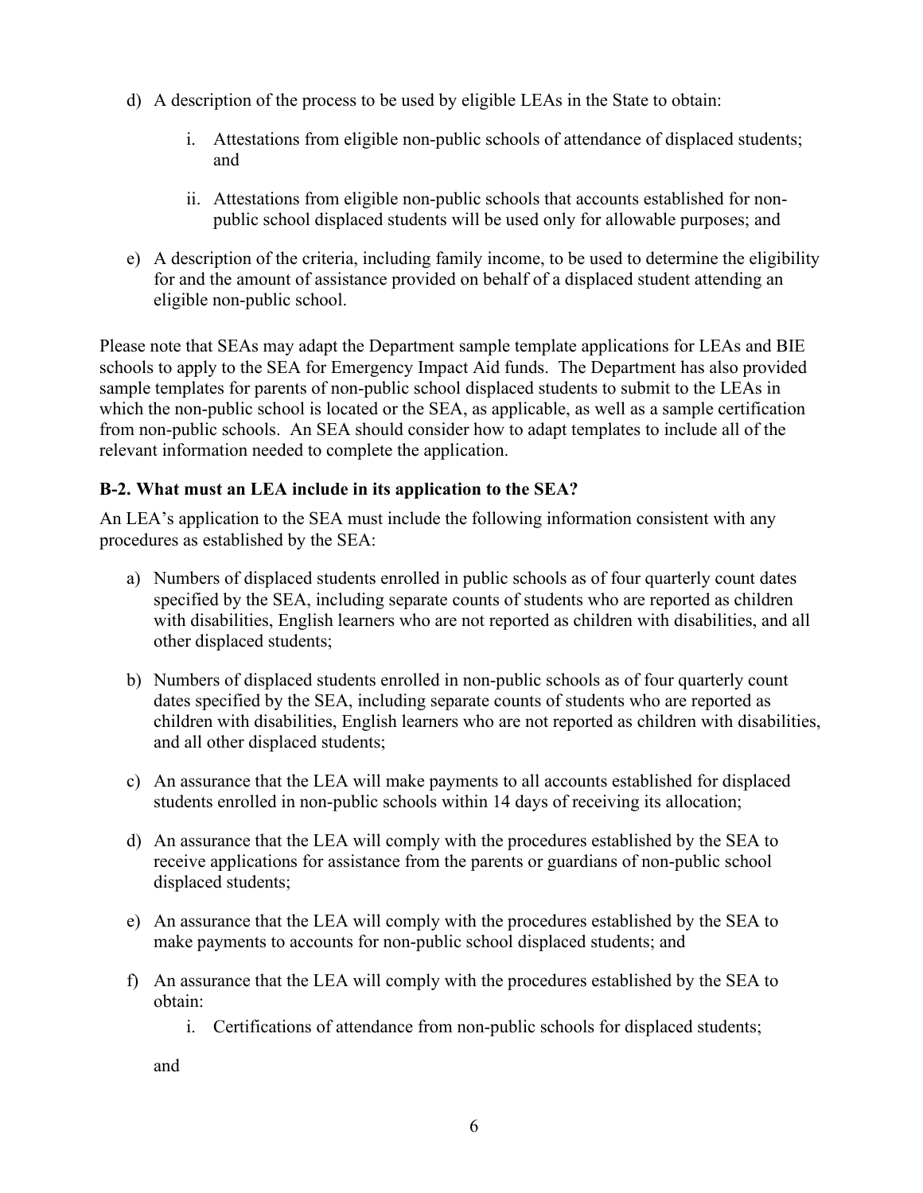d) A description of the process to be used by eligible LEAs in the State to obtain:

   i. Attestations from eligible non-public schools of attendance of displaced students; and

   ii. Attestations from eligible non-public schools that accounts established for non-public school displaced students will be used only for allowable purposes; and

e) A description of the criteria, including family income, to be used to determine the eligibility for and the amount of assistance provided on behalf of a displaced student attending an eligible non-public school.

Please note that SEAs may adapt the Department sample template applications for LEAs and BIE schools to apply to the SEA for Emergency Impact Aid funds. The Department has also provided sample templates for parents of non-public school displaced students to submit to the LEAs in which the non-public school is located or the SEA, as applicable, as well as a sample certification from non-public schools. An SEA should consider how to adapt templates to include all of the relevant information needed to complete the application.

### B-2. What must an LEA include in its application to the SEA?

An LEA's application to the SEA must include the following information consistent with any procedures as established by the SEA:

a) Numbers of displaced students enrolled in public schools as of four quarterly count dates specified by the SEA, including separate counts of students who are reported as children with disabilities, English learners who are not reported as children with disabilities, and all other displaced students;

b) Numbers of displaced students enrolled in non-public schools as of four quarterly count dates specified by the SEA, including separate counts of students who are reported as children with disabilities, English learners who are not reported as children with disabilities, and all other displaced students;

c) An assurance that the LEA will make payments to all accounts established for displaced students enrolled in non-public schools within 14 days of receiving its allocation;

d) An assurance that the LEA will comply with the procedures established by the SEA to receive applications for assistance from the parents or guardians of non-public school displaced students;

e) An assurance that the LEA will comply with the procedures established by the SEA to make payments to accounts for non-public school displaced students; and

f) An assurance that the LEA will comply with the procedures established by the SEA to obtain:

   i. Certifications of attendance from non-public schools for displaced students;

   and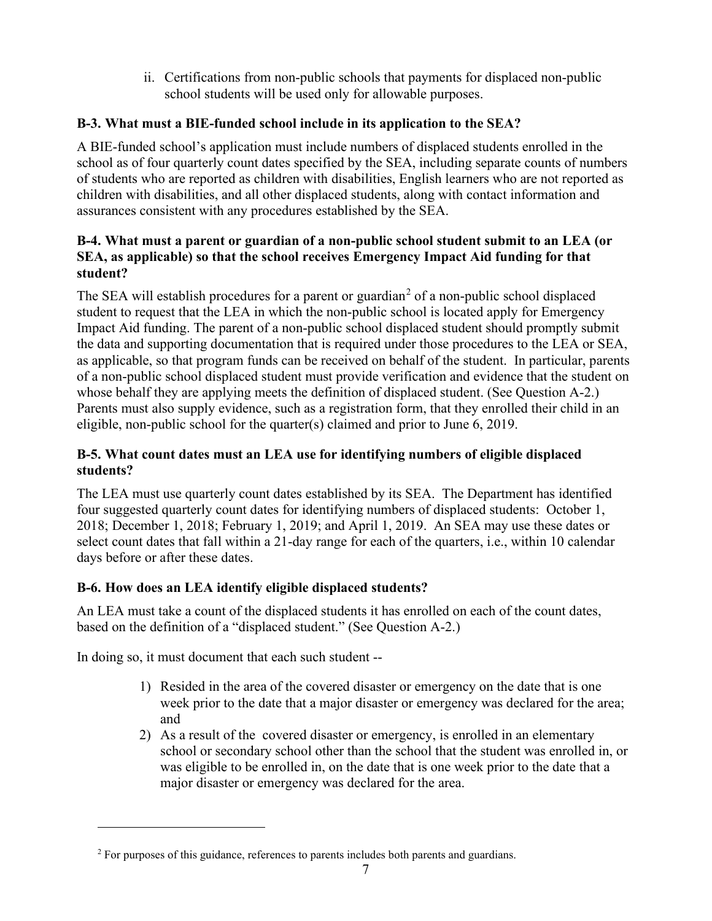ii. Certifications from non-public schools that payments for displaced non-public school students will be used only for allowable purposes.

### B-3. What must a BIE-funded school include in its application to the SEA?

A BIE-funded school's application must include numbers of displaced students enrolled in the school as of four quarterly count dates specified by the SEA, including separate counts of numbers of students who are reported as children with disabilities, English learners who are not reported as children with disabilities, and all other displaced students, along with contact information and assurances consistent with any procedures established by the SEA.

### B-4. What must a parent or guardian of a non-public school student submit to an LEA (or SEA, as applicable) so that the school receives Emergency Impact Aid funding for that student?

The SEA will establish procedures for a parent or guardian[2] of a non-public school displaced student to request that the LEA in which the non-public school is located apply for Emergency Impact Aid funding. The parent of a non-public school displaced student should promptly submit the data and supporting documentation that is required under those procedures to the LEA or SEA, as applicable, so that program funds can be received on behalf of the student. In particular, parents of a non-public school displaced student must provide verification and evidence that the student on whose behalf they are applying meets the definition of displaced student. (See Question A-2.) Parents must also supply evidence, such as a registration form, that they enrolled their child in an eligible, non-public school for the quarter(s) claimed and prior to June 6, 2019.

### B-5. What count dates must an LEA use for identifying numbers of eligible displaced students?

The LEA must use quarterly count dates established by its SEA. The Department has identified four suggested quarterly count dates for identifying numbers of displaced students: October 1, 2018; December 1, 2018; February 1, 2019; and April 1, 2019. An SEA may use these dates or select count dates that fall within a 21-day range for each of the quarters, i.e., within 10 calendar days before or after these dates.

### B-6. How does an LEA identify eligible displaced students?

An LEA must take a count of the displaced students it has enrolled on each of the count dates, based on the definition of a "displaced student." (See Question A-2.)

In doing so, it must document that each such student --

1) Resided in the area of the covered disaster or emergency on the date that is one week prior to the date that a major disaster or emergency was declared for the area; and
2) As a result of the covered disaster or emergency, is enrolled in an elementary school or secondary school other than the school that the student was enrolled in, or was eligible to be enrolled in, on the date that is one week prior to the date that a major disaster or emergency was declared for the area.

---

[2] For purposes of this guidance, references to parents includes both parents and guardians.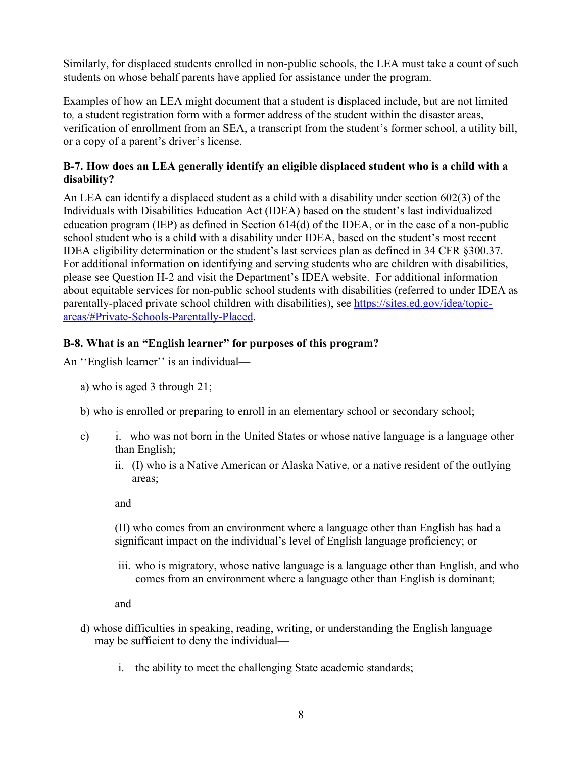Similarly, for displaced students enrolled in non-public schools, the LEA must take a count of such students on whose behalf parents have applied for assistance under the program.

Examples of how an LEA might document that a student is displaced include, but are not limited to*,* a student registration form with a former address of the student within the disaster areas, verification of enrollment from an SEA, a transcript from the student's former school, a utility bill, or a copy of a parent's driver's license.

**B-7. How does an LEA generally identify an eligible displaced student who is a child with a disability?**

An LEA can identify a displaced student as a child with a disability under section 602(3) of the Individuals with Disabilities Education Act (IDEA) based on the student's last individualized education program (IEP) as defined in Section 614(d) of the IDEA, or in the case of a non-public school student who is a child with a disability under IDEA, based on the student's most recent IDEA eligibility determination or the student's last services plan as defined in 34 CFR §300.37. For additional information on identifying and serving students who are children with disabilities, please see Question H-2 and visit the Department's IDEA website. For additional information about equitable services for non-public school students with disabilities (referred to under IDEA as parentally-placed private school children with disabilities), see [https://sites.ed.gov/idea/topic-areas/#Private-Schools-Parentally-Placed](https://sites.ed.gov/idea/topic-areas/#Private-Schools-Parentally-Placed).

**B-8. What is an "English learner" for purposes of this program?**

An ''English learner'' is an individual—

a) who is aged 3 through 21;

b) who is enrolled or preparing to enroll in an elementary school or secondary school;

c)
   i. who was not born in the United States or whose native language is a language other than English;

   ii. (I) who is a Native American or Alaska Native, or a native resident of the outlying areas;

   and

   (II) who comes from an environment where a language other than English has had a significant impact on the individual's level of English language proficiency; or

   iii. who is migratory, whose native language is a language other than English, and who comes from an environment where a language other than English is dominant;

   and

d) whose difficulties in speaking, reading, writing, or understanding the English language may be sufficient to deny the individual—

   i. the ability to meet the challenging State academic standards;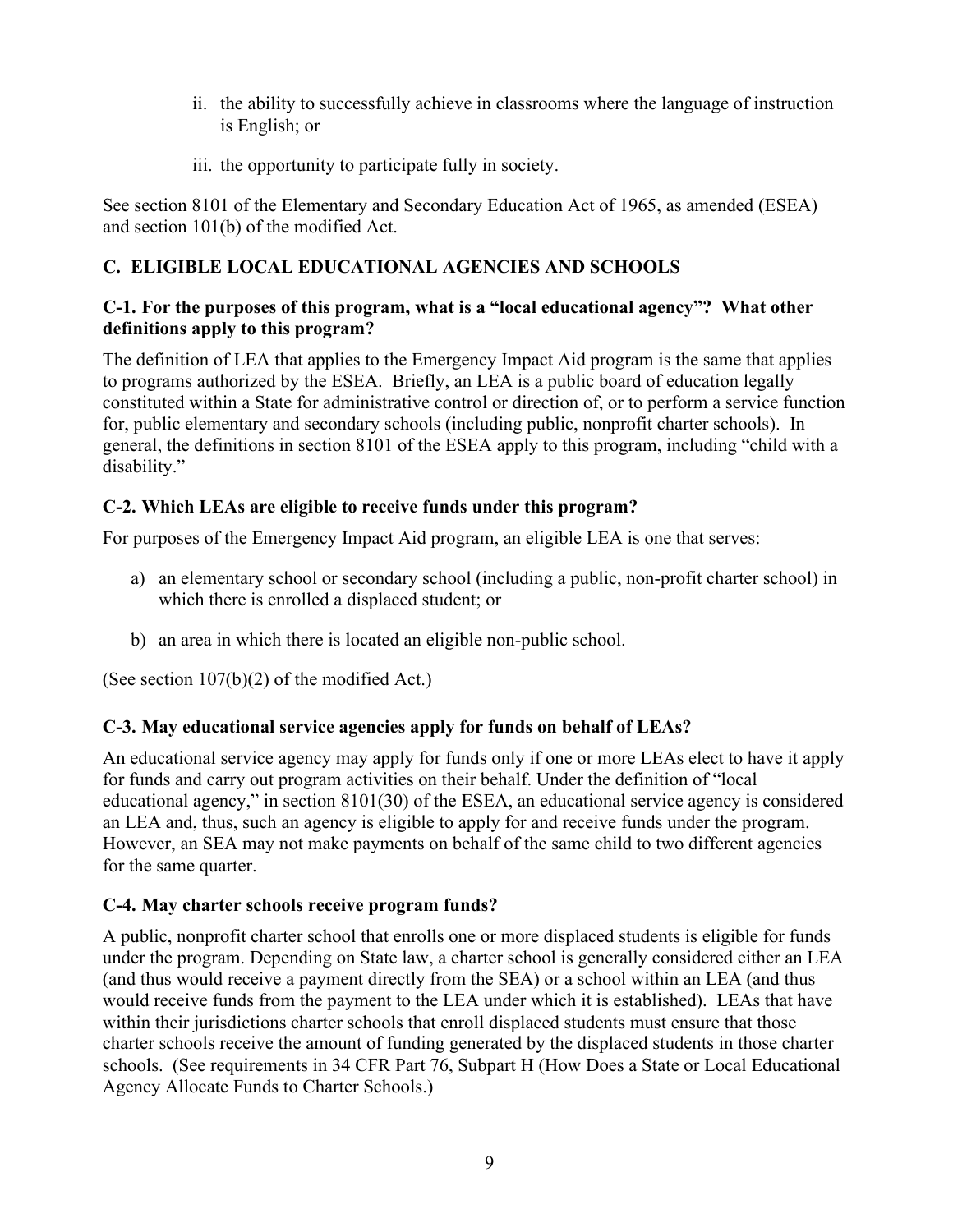ii. the ability to successfully achieve in classrooms where the language of instruction is English; or

iii. the opportunity to participate fully in society.

See section 8101 of the Elementary and Secondary Education Act of 1965, as amended (ESEA) and section 101(b) of the modified Act.

## C. ELIGIBLE LOCAL EDUCATIONAL AGENCIES AND SCHOOLS

### C-1. For the purposes of this program, what is a "local educational agency"? What other definitions apply to this program?

The definition of LEA that applies to the Emergency Impact Aid program is the same that applies to programs authorized by the ESEA. Briefly, an LEA is a public board of education legally constituted within a State for administrative control or direction of, or to perform a service function for, public elementary and secondary schools (including public, nonprofit charter schools). In general, the definitions in section 8101 of the ESEA apply to this program, including "child with a disability."

### C-2. Which LEAs are eligible to receive funds under this program?

For purposes of the Emergency Impact Aid program, an eligible LEA is one that serves:

a) an elementary school or secondary school (including a public, non-profit charter school) in which there is enrolled a displaced student; or

b) an area in which there is located an eligible non-public school.

(See section 107(b)(2) of the modified Act.)

### C-3. May educational service agencies apply for funds on behalf of LEAs?

An educational service agency may apply for funds only if one or more LEAs elect to have it apply for funds and carry out program activities on their behalf. Under the definition of "local educational agency," in section 8101(30) of the ESEA, an educational service agency is considered an LEA and, thus, such an agency is eligible to apply for and receive funds under the program. However, an SEA may not make payments on behalf of the same child to two different agencies for the same quarter.

### C-4. May charter schools receive program funds?

A public, nonprofit charter school that enrolls one or more displaced students is eligible for funds under the program. Depending on State law, a charter school is generally considered either an LEA (and thus would receive a payment directly from the SEA) or a school within an LEA (and thus would receive funds from the payment to the LEA under which it is established). LEAs that have within their jurisdictions charter schools that enroll displaced students must ensure that those charter schools receive the amount of funding generated by the displaced students in those charter schools. (See requirements in 34 CFR Part 76, Subpart H (How Does a State or Local Educational Agency Allocate Funds to Charter Schools.)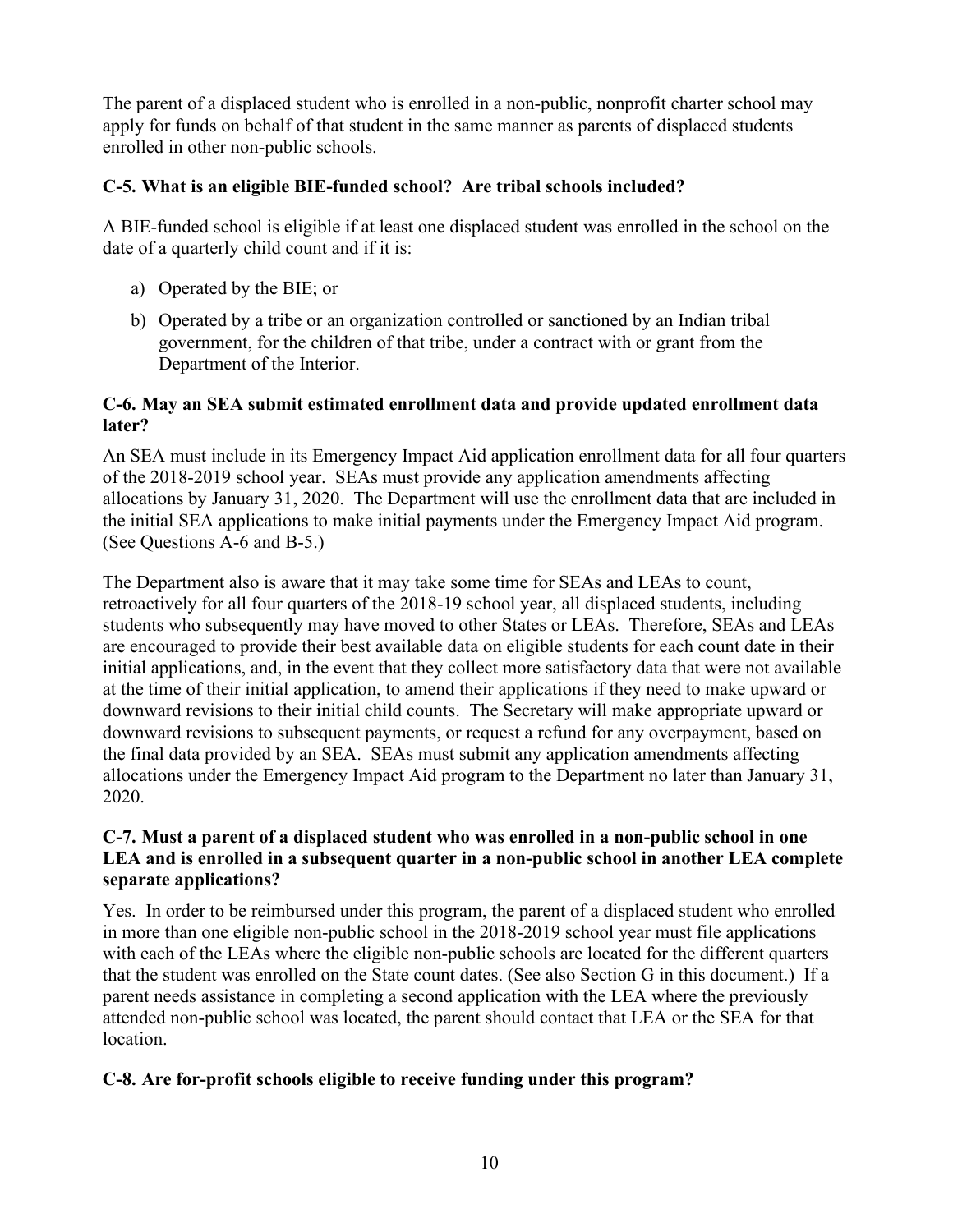The parent of a displaced student who is enrolled in a non-public, nonprofit charter school may apply for funds on behalf of that student in the same manner as parents of displaced students enrolled in other non-public schools.

### C-5. What is an eligible BIE-funded school? Are tribal schools included?

A BIE-funded school is eligible if at least one displaced student was enrolled in the school on the date of a quarterly child count and if it is:

a) Operated by the BIE; or

b) Operated by a tribe or an organization controlled or sanctioned by an Indian tribal government, for the children of that tribe, under a contract with or grant from the Department of the Interior.

### C-6. May an SEA submit estimated enrollment data and provide updated enrollment data later?

An SEA must include in its Emergency Impact Aid application enrollment data for all four quarters of the 2018-2019 school year. SEAs must provide any application amendments affecting allocations by January 31, 2020. The Department will use the enrollment data that are included in the initial SEA applications to make initial payments under the Emergency Impact Aid program. (See Questions A-6 and B-5.)

The Department also is aware that it may take some time for SEAs and LEAs to count, retroactively for all four quarters of the 2018-19 school year, all displaced students, including students who subsequently may have moved to other States or LEAs. Therefore, SEAs and LEAs are encouraged to provide their best available data on eligible students for each count date in their initial applications, and, in the event that they collect more satisfactory data that were not available at the time of their initial application, to amend their applications if they need to make upward or downward revisions to their initial child counts. The Secretary will make appropriate upward or downward revisions to subsequent payments, or request a refund for any overpayment, based on the final data provided by an SEA. SEAs must submit any application amendments affecting allocations under the Emergency Impact Aid program to the Department no later than January 31, 2020.

### C-7. Must a parent of a displaced student who was enrolled in a non-public school in one LEA and is enrolled in a subsequent quarter in a non-public school in another LEA complete separate applications?

Yes. In order to be reimbursed under this program, the parent of a displaced student who enrolled in more than one eligible non-public school in the 2018-2019 school year must file applications with each of the LEAs where the eligible non-public schools are located for the different quarters that the student was enrolled on the State count dates. (See also Section G in this document.) If a parent needs assistance in completing a second application with the LEA where the previously attended non-public school was located, the parent should contact that LEA or the SEA for that location.

### C-8. Are for-profit schools eligible to receive funding under this program?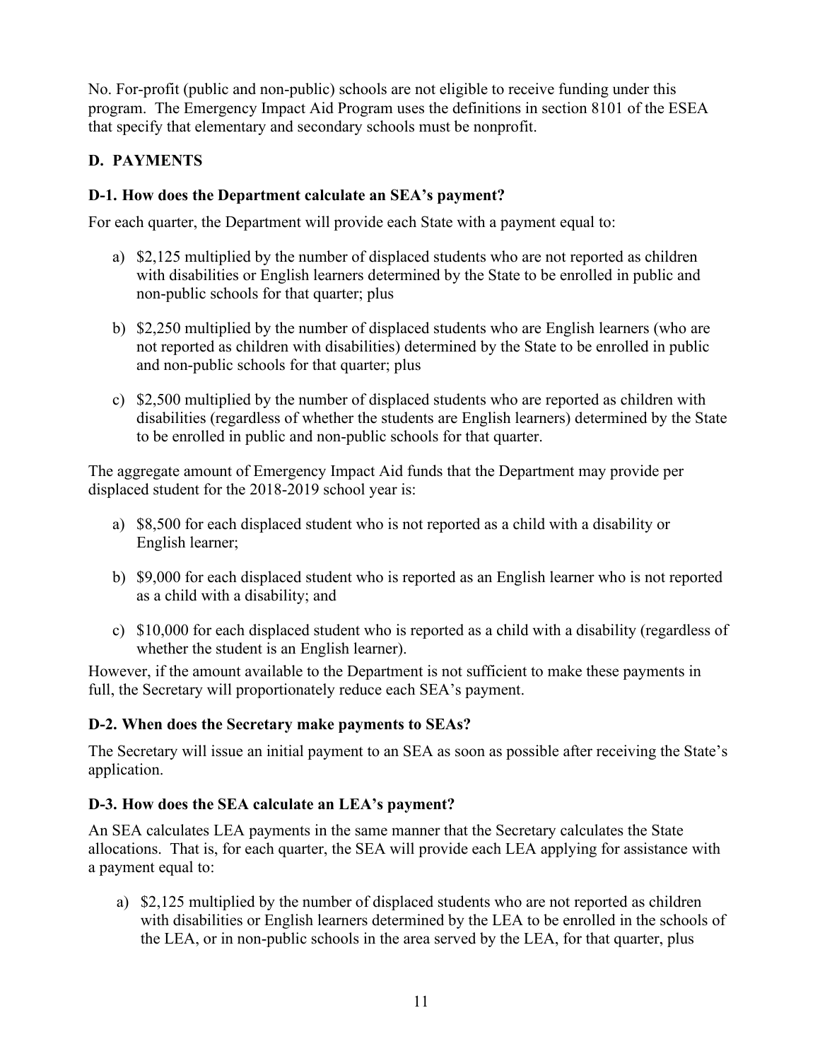No. For-profit (public and non-public) schools are not eligible to receive funding under this program. The Emergency Impact Aid Program uses the definitions in section 8101 of the ESEA that specify that elementary and secondary schools must be nonprofit.

## D. PAYMENTS

### D-1. How does the Department calculate an SEA's payment?

For each quarter, the Department will provide each State with a payment equal to:

a) $2,125 multiplied by the number of displaced students who are not reported as children with disabilities or English learners determined by the State to be enrolled in public and non-public schools for that quarter; plus

b) $2,250 multiplied by the number of displaced students who are English learners (who are not reported as children with disabilities) determined by the State to be enrolled in public and non-public schools for that quarter; plus

c) $2,500 multiplied by the number of displaced students who are reported as children with disabilities (regardless of whether the students are English learners) determined by the State to be enrolled in public and non-public schools for that quarter.

The aggregate amount of Emergency Impact Aid funds that the Department may provide per displaced student for the 2018-2019 school year is:

a) $8,500 for each displaced student who is not reported as a child with a disability or English learner;

b) $9,000 for each displaced student who is reported as an English learner who is not reported as a child with a disability; and

c) $10,000 for each displaced student who is reported as a child with a disability (regardless of whether the student is an English learner).

However, if the amount available to the Department is not sufficient to make these payments in full, the Secretary will proportionately reduce each SEA's payment.

### D-2. When does the Secretary make payments to SEAs?

The Secretary will issue an initial payment to an SEA as soon as possible after receiving the State's application.

### D-3. How does the SEA calculate an LEA's payment?

An SEA calculates LEA payments in the same manner that the Secretary calculates the State allocations. That is, for each quarter, the SEA will provide each LEA applying for assistance with a payment equal to:

a) $2,125 multiplied by the number of displaced students who are not reported as children with disabilities or English learners determined by the LEA to be enrolled in the schools of the LEA, or in non-public schools in the area served by the LEA, for that quarter, plus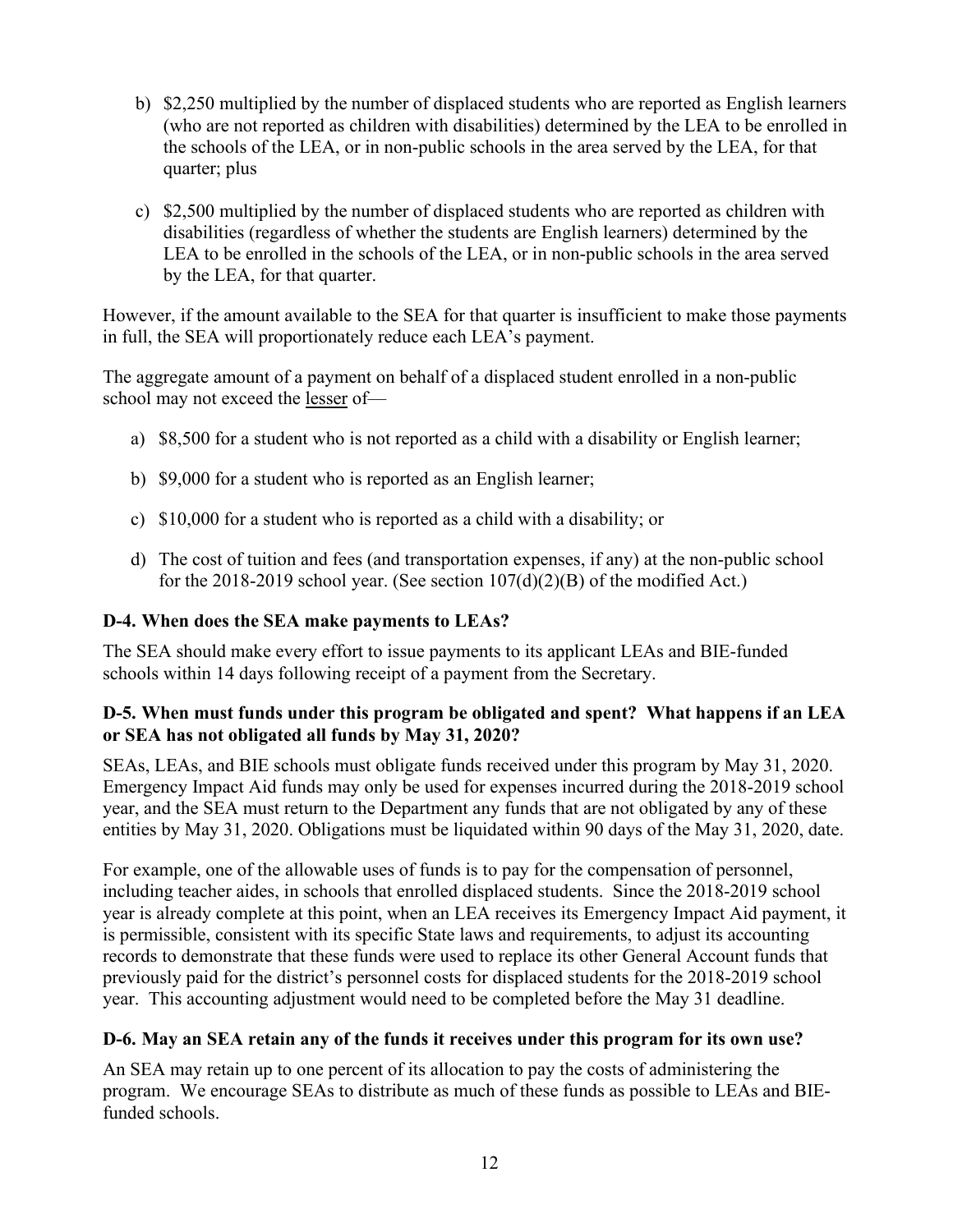b) $2,250 multiplied by the number of displaced students who are reported as English learners (who are not reported as children with disabilities) determined by the LEA to be enrolled in the schools of the LEA, or in non-public schools in the area served by the LEA, for that quarter; plus

c) $2,500 multiplied by the number of displaced students who are reported as children with disabilities (regardless of whether the students are English learners) determined by the LEA to be enrolled in the schools of the LEA, or in non-public schools in the area served by the LEA, for that quarter.

However, if the amount available to the SEA for that quarter is insufficient to make those payments in full, the SEA will proportionately reduce each LEA's payment.

The aggregate amount of a payment on behalf of a displaced student enrolled in a non-public school may not exceed the <u>lesser</u> of—

a) $8,500 for a student who is not reported as a child with a disability or English learner;

b) $9,000 for a student who is reported as an English learner;

c) $10,000 for a student who is reported as a child with a disability; or

d) The cost of tuition and fees (and transportation expenses, if any) at the non-public school for the 2018-2019 school year. (See section 107(d)(2)(B) of the modified Act.)

### D-4. When does the SEA make payments to LEAs?

The SEA should make every effort to issue payments to its applicant LEAs and BIE-funded schools within 14 days following receipt of a payment from the Secretary.

### D-5. When must funds under this program be obligated and spent? What happens if an LEA or SEA has not obligated all funds by May 31, 2020?

SEAs, LEAs, and BIE schools must obligate funds received under this program by May 31, 2020. Emergency Impact Aid funds may only be used for expenses incurred during the 2018-2019 school year, and the SEA must return to the Department any funds that are not obligated by any of these entities by May 31, 2020. Obligations must be liquidated within 90 days of the May 31, 2020, date.

For example, one of the allowable uses of funds is to pay for the compensation of personnel, including teacher aides, in schools that enrolled displaced students. Since the 2018-2019 school year is already complete at this point, when an LEA receives its Emergency Impact Aid payment, it is permissible, consistent with its specific State laws and requirements, to adjust its accounting records to demonstrate that these funds were used to replace its other General Account funds that previously paid for the district's personnel costs for displaced students for the 2018-2019 school year. This accounting adjustment would need to be completed before the May 31 deadline.

### D-6. May an SEA retain any of the funds it receives under this program for its own use?

An SEA may retain up to one percent of its allocation to pay the costs of administering the program. We encourage SEAs to distribute as much of these funds as possible to LEAs and BIE-funded schools.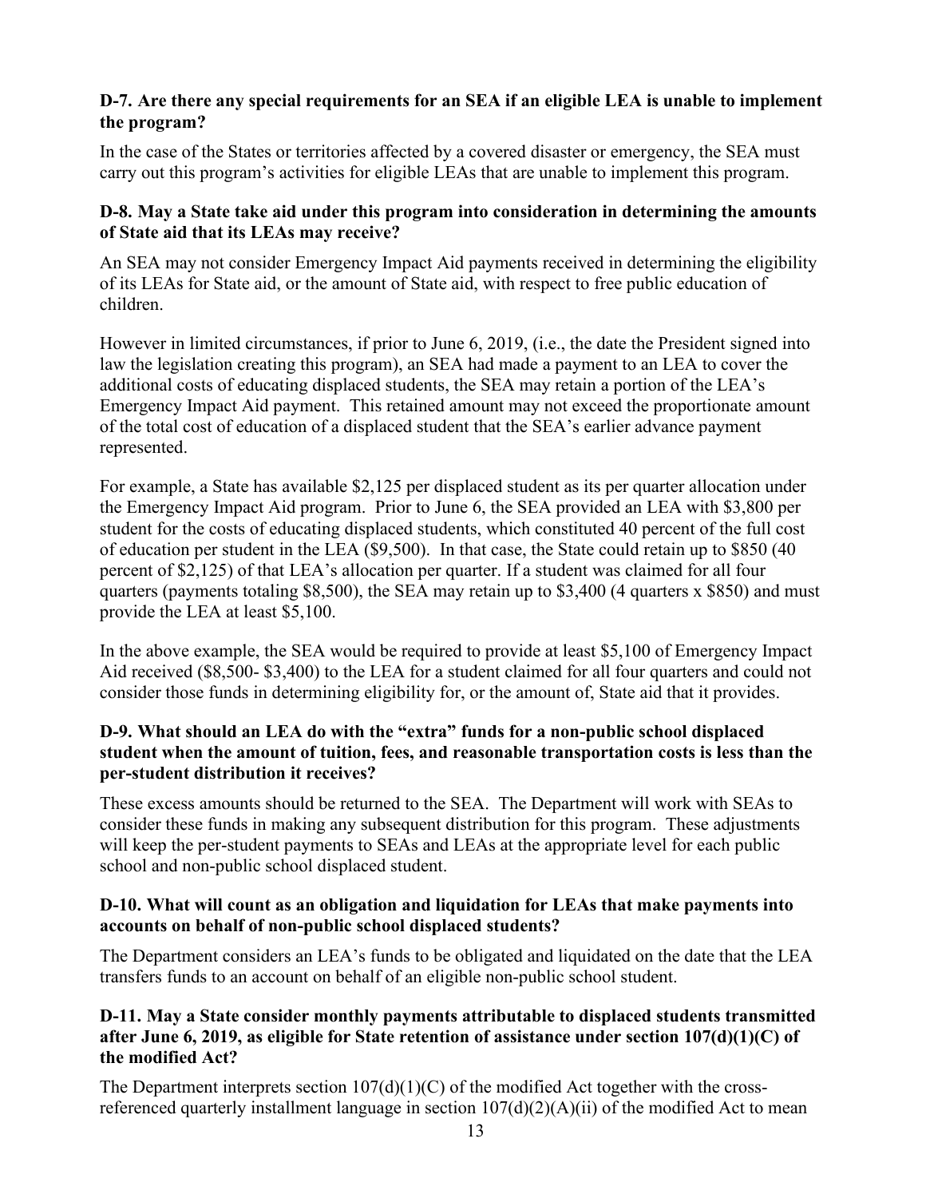**D-7. Are there any special requirements for an SEA if an eligible LEA is unable to implement the program?**

In the case of the States or territories affected by a covered disaster or emergency, the SEA must carry out this program's activities for eligible LEAs that are unable to implement this program.

**D-8. May a State take aid under this program into consideration in determining the amounts of State aid that its LEAs may receive?**

An SEA may not consider Emergency Impact Aid payments received in determining the eligibility of its LEAs for State aid, or the amount of State aid, with respect to free public education of children.

However in limited circumstances, if prior to June 6, 2019, (i.e., the date the President signed into law the legislation creating this program), an SEA had made a payment to an LEA to cover the additional costs of educating displaced students, the SEA may retain a portion of the LEA's Emergency Impact Aid payment. This retained amount may not exceed the proportionate amount of the total cost of education of a displaced student that the SEA's earlier advance payment represented.

For example, a State has available $2,125 per displaced student as its per quarter allocation under the Emergency Impact Aid program. Prior to June 6, the SEA provided an LEA with $3,800 per student for the costs of educating displaced students, which constituted 40 percent of the full cost of education per student in the LEA ($9,500). In that case, the State could retain up to $850 (40 percent of $2,125) of that LEA's allocation per quarter. If a student was claimed for all four quarters (payments totaling $8,500), the SEA may retain up to $3,400 (4 quarters x $850) and must provide the LEA at least $5,100.

In the above example, the SEA would be required to provide at least $5,100 of Emergency Impact Aid received ($8,500- $3,400) to the LEA for a student claimed for all four quarters and could not consider those funds in determining eligibility for, or the amount of, State aid that it provides.

**D-9. What should an LEA do with the "extra" funds for a non-public school displaced student when the amount of tuition, fees, and reasonable transportation costs is less than the per-student distribution it receives?**

These excess amounts should be returned to the SEA. The Department will work with SEAs to consider these funds in making any subsequent distribution for this program. These adjustments will keep the per-student payments to SEAs and LEAs at the appropriate level for each public school and non-public school displaced student.

**D-10. What will count as an obligation and liquidation for LEAs that make payments into accounts on behalf of non-public school displaced students?**

The Department considers an LEA's funds to be obligated and liquidated on the date that the LEA transfers funds to an account on behalf of an eligible non-public school student.

**D-11. May a State consider monthly payments attributable to displaced students transmitted after June 6, 2019, as eligible for State retention of assistance under section 107(d)(1)(C) of the modified Act?**

The Department interprets section 107(d)(1)(C) of the modified Act together with the cross-referenced quarterly installment language in section 107(d)(2)(A)(ii) of the modified Act to mean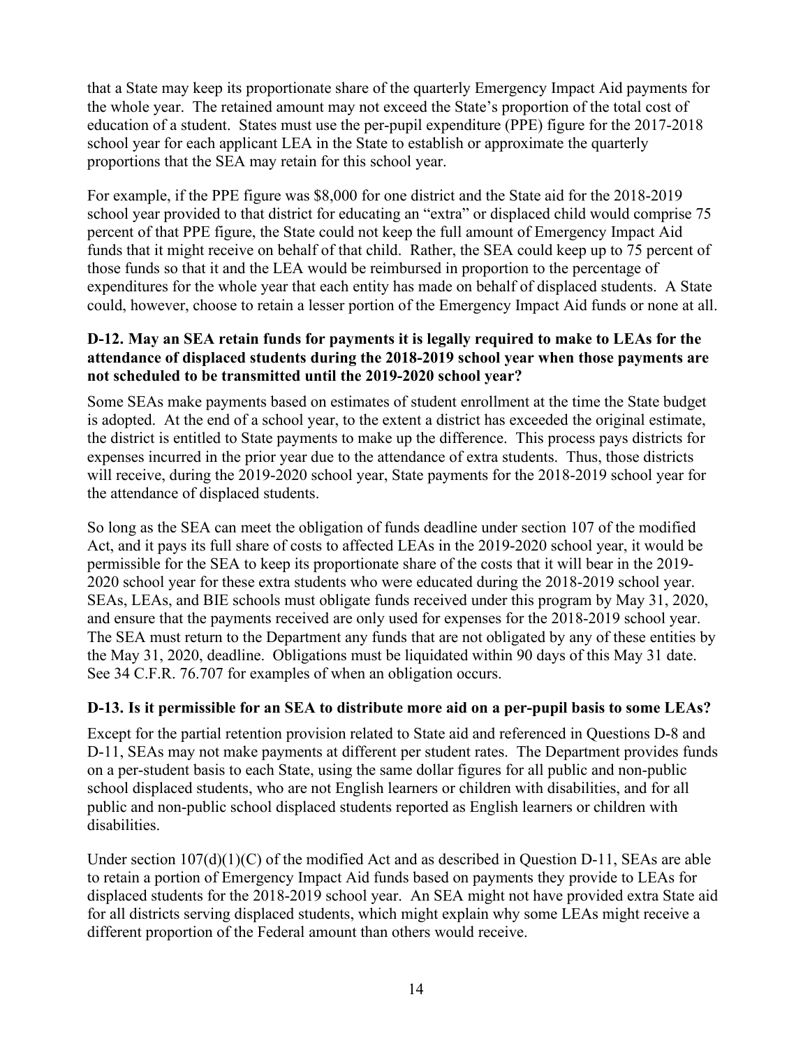that a State may keep its proportionate share of the quarterly Emergency Impact Aid payments for the whole year. The retained amount may not exceed the State's proportion of the total cost of education of a student. States must use the per-pupil expenditure (PPE) figure for the 2017-2018 school year for each applicant LEA in the State to establish or approximate the quarterly proportions that the SEA may retain for this school year.

For example, if the PPE figure was $8,000 for one district and the State aid for the 2018-2019 school year provided to that district for educating an "extra" or displaced child would comprise 75 percent of that PPE figure, the State could not keep the full amount of Emergency Impact Aid funds that it might receive on behalf of that child. Rather, the SEA could keep up to 75 percent of those funds so that it and the LEA would be reimbursed in proportion to the percentage of expenditures for the whole year that each entity has made on behalf of displaced students. A State could, however, choose to retain a lesser portion of the Emergency Impact Aid funds or none at all.

### D-12. May an SEA retain funds for payments it is legally required to make to LEAs for the attendance of displaced students during the 2018-2019 school year when those payments are not scheduled to be transmitted until the 2019-2020 school year?

Some SEAs make payments based on estimates of student enrollment at the time the State budget is adopted. At the end of a school year, to the extent a district has exceeded the original estimate, the district is entitled to State payments to make up the difference. This process pays districts for expenses incurred in the prior year due to the attendance of extra students. Thus, those districts will receive, during the 2019-2020 school year, State payments for the 2018-2019 school year for the attendance of displaced students.

So long as the SEA can meet the obligation of funds deadline under section 107 of the modified Act, and it pays its full share of costs to affected LEAs in the 2019-2020 school year, it would be permissible for the SEA to keep its proportionate share of the costs that it will bear in the 2019-2020 school year for these extra students who were educated during the 2018-2019 school year. SEAs, LEAs, and BIE schools must obligate funds received under this program by May 31, 2020, and ensure that the payments received are only used for expenses for the 2018-2019 school year. The SEA must return to the Department any funds that are not obligated by any of these entities by the May 31, 2020, deadline. Obligations must be liquidated within 90 days of this May 31 date. See 34 C.F.R. 76.707 for examples of when an obligation occurs.

### D-13. Is it permissible for an SEA to distribute more aid on a per-pupil basis to some LEAs?

Except for the partial retention provision related to State aid and referenced in Questions D-8 and D-11, SEAs may not make payments at different per student rates. The Department provides funds on a per-student basis to each State, using the same dollar figures for all public and non-public school displaced students, who are not English learners or children with disabilities, and for all public and non-public school displaced students reported as English learners or children with disabilities.

Under section 107(d)(1)(C) of the modified Act and as described in Question D-11, SEAs are able to retain a portion of Emergency Impact Aid funds based on payments they provide to LEAs for displaced students for the 2018-2019 school year. An SEA might not have provided extra State aid for all districts serving displaced students, which might explain why some LEAs might receive a different proportion of the Federal amount than others would receive.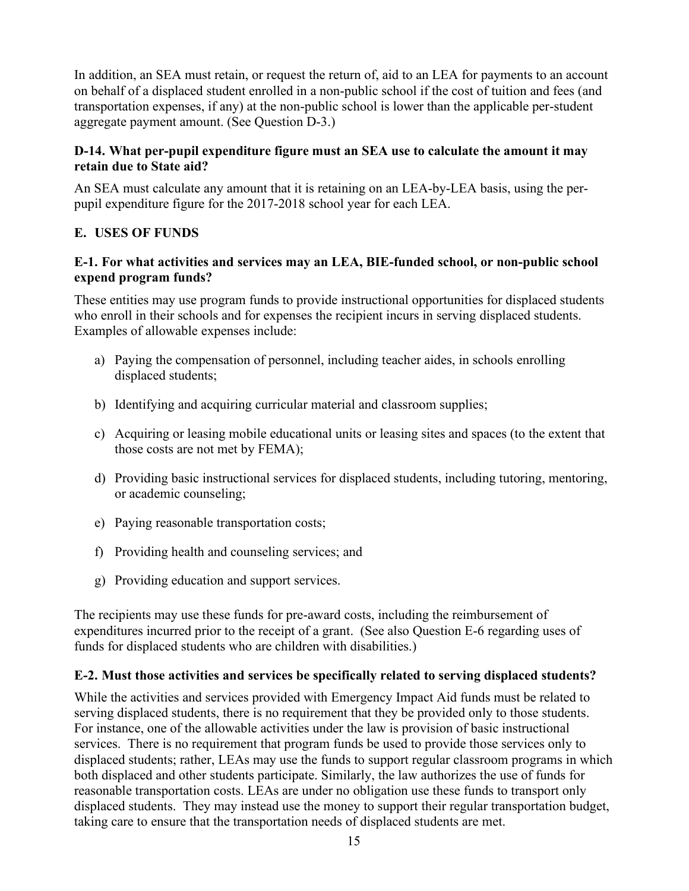In addition, an SEA must retain, or request the return of, aid to an LEA for payments to an account on behalf of a displaced student enrolled in a non-public school if the cost of tuition and fees (and transportation expenses, if any) at the non-public school is lower than the applicable per-student aggregate payment amount. (See Question D-3.)

### D-14. What per-pupil expenditure figure must an SEA use to calculate the amount it may retain due to State aid?

An SEA must calculate any amount that it is retaining on an LEA-by-LEA basis, using the per-pupil expenditure figure for the 2017-2018 school year for each LEA.

## E. USES OF FUNDS

### E-1. For what activities and services may an LEA, BIE-funded school, or non-public school expend program funds?

These entities may use program funds to provide instructional opportunities for displaced students who enroll in their schools and for expenses the recipient incurs in serving displaced students. Examples of allowable expenses include:

a) Paying the compensation of personnel, including teacher aides, in schools enrolling displaced students;

b) Identifying and acquiring curricular material and classroom supplies;

c) Acquiring or leasing mobile educational units or leasing sites and spaces (to the extent that those costs are not met by FEMA);

d) Providing basic instructional services for displaced students, including tutoring, mentoring, or academic counseling;

e) Paying reasonable transportation costs;

f) Providing health and counseling services; and

g) Providing education and support services.

The recipients may use these funds for pre-award costs, including the reimbursement of expenditures incurred prior to the receipt of a grant. (See also Question E-6 regarding uses of funds for displaced students who are children with disabilities.)

### E-2. Must those activities and services be specifically related to serving displaced students?

While the activities and services provided with Emergency Impact Aid funds must be related to serving displaced students, there is no requirement that they be provided only to those students. For instance, one of the allowable activities under the law is provision of basic instructional services. There is no requirement that program funds be used to provide those services only to displaced students; rather, LEAs may use the funds to support regular classroom programs in which both displaced and other students participate. Similarly, the law authorizes the use of funds for reasonable transportation costs. LEAs are under no obligation use these funds to transport only displaced students. They may instead use the money to support their regular transportation budget, taking care to ensure that the transportation needs of displaced students are met.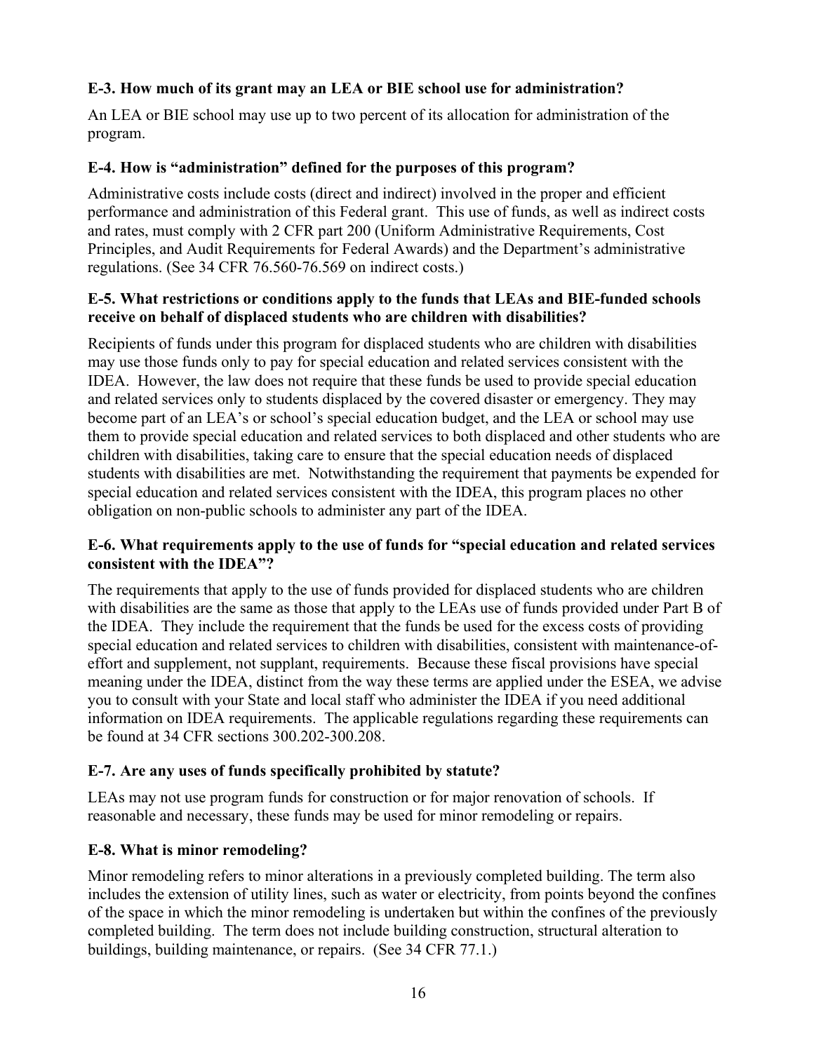### E-3. How much of its grant may an LEA or BIE school use for administration?

An LEA or BIE school may use up to two percent of its allocation for administration of the program.

### E-4. How is "administration" defined for the purposes of this program?

Administrative costs include costs (direct and indirect) involved in the proper and efficient performance and administration of this Federal grant. This use of funds, as well as indirect costs and rates, must comply with 2 CFR part 200 (Uniform Administrative Requirements, Cost Principles, and Audit Requirements for Federal Awards) and the Department's administrative regulations. (See 34 CFR 76.560-76.569 on indirect costs.)

### E-5. What restrictions or conditions apply to the funds that LEAs and BIE-funded schools receive on behalf of displaced students who are children with disabilities?

Recipients of funds under this program for displaced students who are children with disabilities may use those funds only to pay for special education and related services consistent with the IDEA. However, the law does not require that these funds be used to provide special education and related services only to students displaced by the covered disaster or emergency. They may become part of an LEA's or school's special education budget, and the LEA or school may use them to provide special education and related services to both displaced and other students who are children with disabilities, taking care to ensure that the special education needs of displaced students with disabilities are met. Notwithstanding the requirement that payments be expended for special education and related services consistent with the IDEA, this program places no other obligation on non-public schools to administer any part of the IDEA.

### E-6. What requirements apply to the use of funds for "special education and related services consistent with the IDEA"?

The requirements that apply to the use of funds provided for displaced students who are children with disabilities are the same as those that apply to the LEAs use of funds provided under Part B of the IDEA. They include the requirement that the funds be used for the excess costs of providing special education and related services to children with disabilities, consistent with maintenance-of-effort and supplement, not supplant, requirements. Because these fiscal provisions have special meaning under the IDEA, distinct from the way these terms are applied under the ESEA, we advise you to consult with your State and local staff who administer the IDEA if you need additional information on IDEA requirements. The applicable regulations regarding these requirements can be found at 34 CFR sections 300.202-300.208.

### E-7. Are any uses of funds specifically prohibited by statute?

LEAs may not use program funds for construction or for major renovation of schools. If reasonable and necessary, these funds may be used for minor remodeling or repairs.

### E-8. What is minor remodeling?

Minor remodeling refers to minor alterations in a previously completed building. The term also includes the extension of utility lines, such as water or electricity, from points beyond the confines of the space in which the minor remodeling is undertaken but within the confines of the previously completed building. The term does not include building construction, structural alteration to buildings, building maintenance, or repairs. (See 34 CFR 77.1.)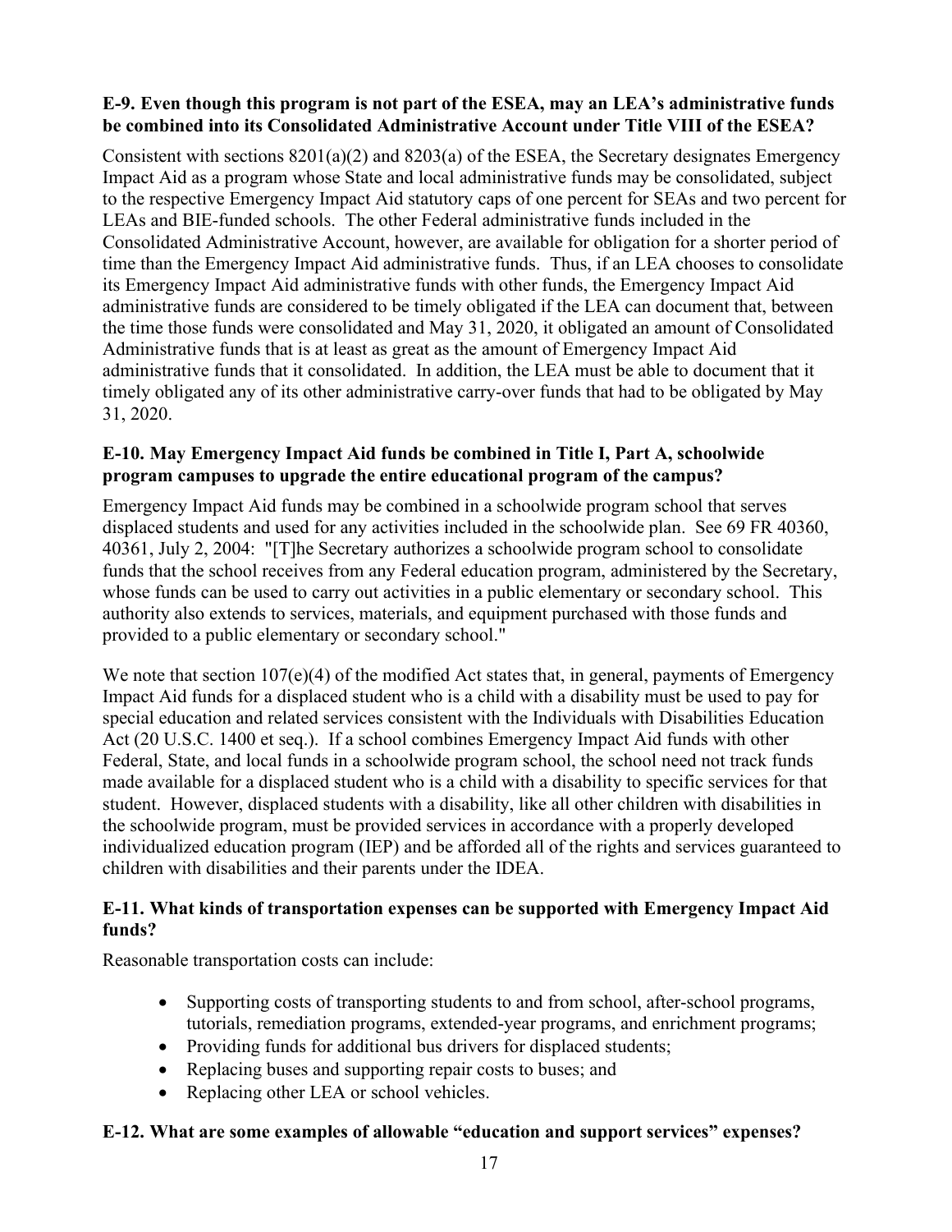**E-9. Even though this program is not part of the ESEA, may an LEA's administrative funds be combined into its Consolidated Administrative Account under Title VIII of the ESEA?**

Consistent with sections 8201(a)(2) and 8203(a) of the ESEA, the Secretary designates Emergency Impact Aid as a program whose State and local administrative funds may be consolidated, subject to the respective Emergency Impact Aid statutory caps of one percent for SEAs and two percent for LEAs and BIE-funded schools. The other Federal administrative funds included in the Consolidated Administrative Account, however, are available for obligation for a shorter period of time than the Emergency Impact Aid administrative funds. Thus, if an LEA chooses to consolidate its Emergency Impact Aid administrative funds with other funds, the Emergency Impact Aid administrative funds are considered to be timely obligated if the LEA can document that, between the time those funds were consolidated and May 31, 2020, it obligated an amount of Consolidated Administrative funds that is at least as great as the amount of Emergency Impact Aid administrative funds that it consolidated. In addition, the LEA must be able to document that it timely obligated any of its other administrative carry-over funds that had to be obligated by May 31, 2020.

**E-10. May Emergency Impact Aid funds be combined in Title I, Part A, schoolwide program campuses to upgrade the entire educational program of the campus?**

Emergency Impact Aid funds may be combined in a schoolwide program school that serves displaced students and used for any activities included in the schoolwide plan. See 69 FR 40360, 40361, July 2, 2004: "[T]he Secretary authorizes a schoolwide program school to consolidate funds that the school receives from any Federal education program, administered by the Secretary, whose funds can be used to carry out activities in a public elementary or secondary school. This authority also extends to services, materials, and equipment purchased with those funds and provided to a public elementary or secondary school."

We note that section 107(e)(4) of the modified Act states that, in general, payments of Emergency Impact Aid funds for a displaced student who is a child with a disability must be used to pay for special education and related services consistent with the Individuals with Disabilities Education Act (20 U.S.C. 1400 et seq.). If a school combines Emergency Impact Aid funds with other Federal, State, and local funds in a schoolwide program school, the school need not track funds made available for a displaced student who is a child with a disability to specific services for that student. However, displaced students with a disability, like all other children with disabilities in the schoolwide program, must be provided services in accordance with a properly developed individualized education program (IEP) and be afforded all of the rights and services guaranteed to children with disabilities and their parents under the IDEA.

**E-11. What kinds of transportation expenses can be supported with Emergency Impact Aid funds?**

Reasonable transportation costs can include:

- Supporting costs of transporting students to and from school, after-school programs, tutorials, remediation programs, extended-year programs, and enrichment programs;
- Providing funds for additional bus drivers for displaced students;
- Replacing buses and supporting repair costs to buses; and
- Replacing other LEA or school vehicles.

**E-12. What are some examples of allowable "education and support services" expenses?**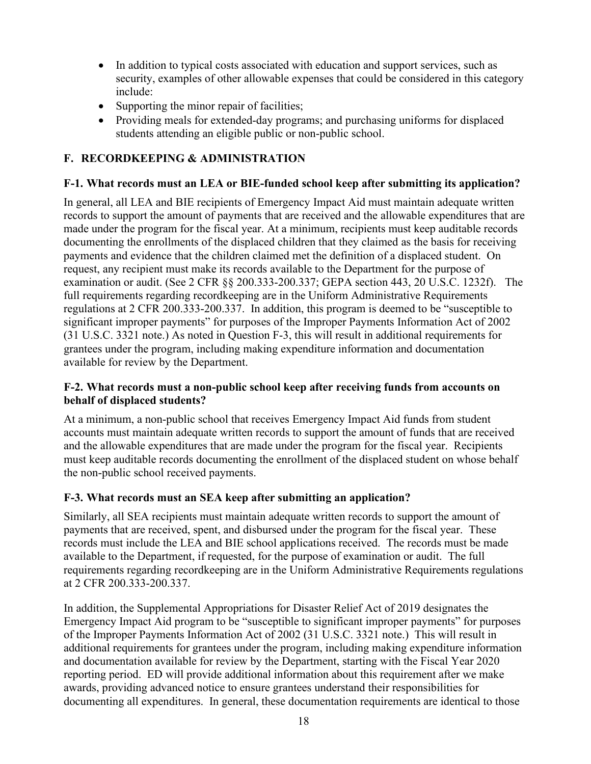- In addition to typical costs associated with education and support services, such as security, examples of other allowable expenses that could be considered in this category include:
- Supporting the minor repair of facilities;
- Providing meals for extended-day programs; and purchasing uniforms for displaced students attending an eligible public or non-public school.

## F. RECORDKEEPING & ADMINISTRATION

### F-1. What records must an LEA or BIE-funded school keep after submitting its application?

In general, all LEA and BIE recipients of Emergency Impact Aid must maintain adequate written records to support the amount of payments that are received and the allowable expenditures that are made under the program for the fiscal year. At a minimum, recipients must keep auditable records documenting the enrollments of the displaced children that they claimed as the basis for receiving payments and evidence that the children claimed met the definition of a displaced student. On request, any recipient must make its records available to the Department for the purpose of examination or audit. (See 2 CFR §§ 200.333-200.337; GEPA section 443, 20 U.S.C. 1232f). The full requirements regarding recordkeeping are in the Uniform Administrative Requirements regulations at 2 CFR 200.333-200.337. In addition, this program is deemed to be "susceptible to significant improper payments" for purposes of the Improper Payments Information Act of 2002 (31 U.S.C. 3321 note.) As noted in Question F-3, this will result in additional requirements for grantees under the program, including making expenditure information and documentation available for review by the Department.

### F-2. What records must a non-public school keep after receiving funds from accounts on behalf of displaced students?

At a minimum, a non-public school that receives Emergency Impact Aid funds from student accounts must maintain adequate written records to support the amount of funds that are received and the allowable expenditures that are made under the program for the fiscal year. Recipients must keep auditable records documenting the enrollment of the displaced student on whose behalf the non-public school received payments.

### F-3. What records must an SEA keep after submitting an application?

Similarly, all SEA recipients must maintain adequate written records to support the amount of payments that are received, spent, and disbursed under the program for the fiscal year. These records must include the LEA and BIE school applications received. The records must be made available to the Department, if requested, for the purpose of examination or audit. The full requirements regarding recordkeeping are in the Uniform Administrative Requirements regulations at 2 CFR 200.333-200.337.

In addition, the Supplemental Appropriations for Disaster Relief Act of 2019 designates the Emergency Impact Aid program to be "susceptible to significant improper payments" for purposes of the Improper Payments Information Act of 2002 (31 U.S.C. 3321 note.) This will result in additional requirements for grantees under the program, including making expenditure information and documentation available for review by the Department, starting with the Fiscal Year 2020 reporting period. ED will provide additional information about this requirement after we make awards, providing advanced notice to ensure grantees understand their responsibilities for documenting all expenditures. In general, these documentation requirements are identical to those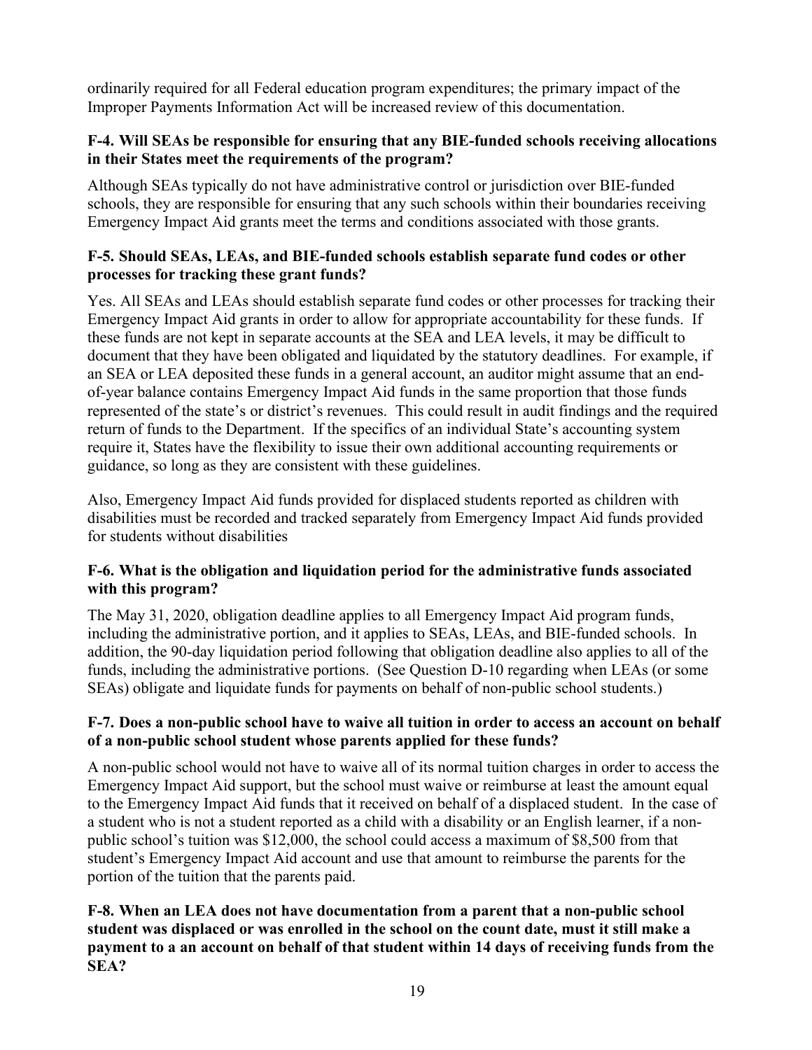ordinarily required for all Federal education program expenditures; the primary impact of the Improper Payments Information Act will be increased review of this documentation.

**F-4. Will SEAs be responsible for ensuring that any BIE-funded schools receiving allocations in their States meet the requirements of the program?**

Although SEAs typically do not have administrative control or jurisdiction over BIE-funded schools, they are responsible for ensuring that any such schools within their boundaries receiving Emergency Impact Aid grants meet the terms and conditions associated with those grants.

**F-5. Should SEAs, LEAs, and BIE-funded schools establish separate fund codes or other processes for tracking these grant funds?**

Yes. All SEAs and LEAs should establish separate fund codes or other processes for tracking their Emergency Impact Aid grants in order to allow for appropriate accountability for these funds. If these funds are not kept in separate accounts at the SEA and LEA levels, it may be difficult to document that they have been obligated and liquidated by the statutory deadlines. For example, if an SEA or LEA deposited these funds in a general account, an auditor might assume that an end-of-year balance contains Emergency Impact Aid funds in the same proportion that those funds represented of the state's or district's revenues. This could result in audit findings and the required return of funds to the Department. If the specifics of an individual State's accounting system require it, States have the flexibility to issue their own additional accounting requirements or guidance, so long as they are consistent with these guidelines.

Also, Emergency Impact Aid funds provided for displaced students reported as children with disabilities must be recorded and tracked separately from Emergency Impact Aid funds provided for students without disabilities

**F-6. What is the obligation and liquidation period for the administrative funds associated with this program?**

The May 31, 2020, obligation deadline applies to all Emergency Impact Aid program funds, including the administrative portion, and it applies to SEAs, LEAs, and BIE-funded schools. In addition, the 90-day liquidation period following that obligation deadline also applies to all of the funds, including the administrative portions. (See Question D-10 regarding when LEAs (or some SEAs) obligate and liquidate funds for payments on behalf of non-public school students.)

**F-7. Does a non-public school have to waive all tuition in order to access an account on behalf of a non-public school student whose parents applied for these funds?**

A non-public school would not have to waive all of its normal tuition charges in order to access the Emergency Impact Aid support, but the school must waive or reimburse at least the amount equal to the Emergency Impact Aid funds that it received on behalf of a displaced student. In the case of a student who is not a student reported as a child with a disability or an English learner, if a non-public school's tuition was $12,000, the school could access a maximum of $8,500 from that student's Emergency Impact Aid account and use that amount to reimburse the parents for the portion of the tuition that the parents paid.

**F-8. When an LEA does not have documentation from a parent that a non-public school student was displaced or was enrolled in the school on the count date, must it still make a payment to a an account on behalf of that student within 14 days of receiving funds from the SEA?**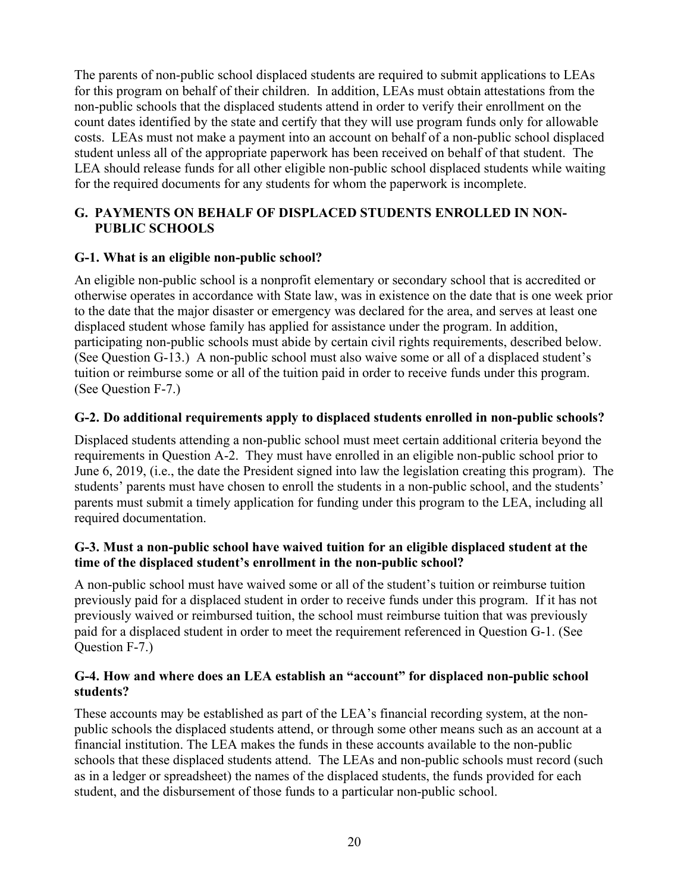The parents of non-public school displaced students are required to submit applications to LEAs for this program on behalf of their children. In addition, LEAs must obtain attestations from the non-public schools that the displaced students attend in order to verify their enrollment on the count dates identified by the state and certify that they will use program funds only for allowable costs. LEAs must not make a payment into an account on behalf of a non-public school displaced student unless all of the appropriate paperwork has been received on behalf of that student. The LEA should release funds for all other eligible non-public school displaced students while waiting for the required documents for any students for whom the paperwork is incomplete.

## G. PAYMENTS ON BEHALF OF DISPLACED STUDENTS ENROLLED IN NON-PUBLIC SCHOOLS

### G-1. What is an eligible non-public school?

An eligible non-public school is a nonprofit elementary or secondary school that is accredited or otherwise operates in accordance with State law, was in existence on the date that is one week prior to the date that the major disaster or emergency was declared for the area, and serves at least one displaced student whose family has applied for assistance under the program. In addition, participating non-public schools must abide by certain civil rights requirements, described below. (See Question G-13.) A non-public school must also waive some or all of a displaced student's tuition or reimburse some or all of the tuition paid in order to receive funds under this program. (See Question F-7.)

### G-2. Do additional requirements apply to displaced students enrolled in non-public schools?

Displaced students attending a non-public school must meet certain additional criteria beyond the requirements in Question A-2. They must have enrolled in an eligible non-public school prior to June 6, 2019, (i.e., the date the President signed into law the legislation creating this program). The students' parents must have chosen to enroll the students in a non-public school, and the students' parents must submit a timely application for funding under this program to the LEA, including all required documentation.

### G-3. Must a non-public school have waived tuition for an eligible displaced student at the time of the displaced student's enrollment in the non-public school?

A non-public school must have waived some or all of the student's tuition or reimburse tuition previously paid for a displaced student in order to receive funds under this program. If it has not previously waived or reimbursed tuition, the school must reimburse tuition that was previously paid for a displaced student in order to meet the requirement referenced in Question G-1. (See Question F-7.)

### G-4. How and where does an LEA establish an "account" for displaced non-public school students?

These accounts may be established as part of the LEA's financial recording system, at the non-public schools the displaced students attend, or through some other means such as an account at a financial institution. The LEA makes the funds in these accounts available to the non-public schools that these displaced students attend. The LEAs and non-public schools must record (such as in a ledger or spreadsheet) the names of the displaced students, the funds provided for each student, and the disbursement of those funds to a particular non-public school.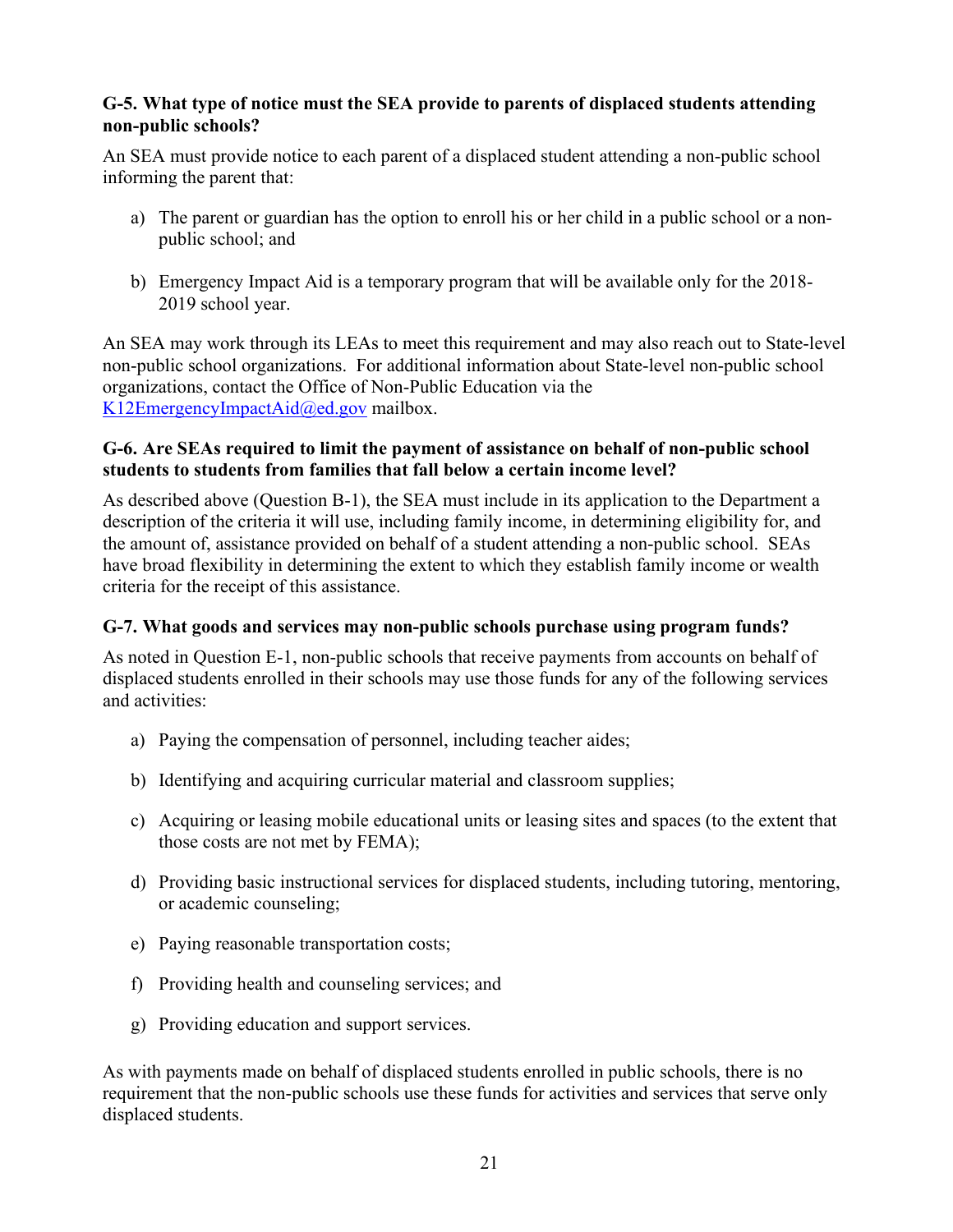**G-5. What type of notice must the SEA provide to parents of displaced students attending non-public schools?**

An SEA must provide notice to each parent of a displaced student attending a non-public school informing the parent that:

a) The parent or guardian has the option to enroll his or her child in a public school or a non-public school; and

b) Emergency Impact Aid is a temporary program that will be available only for the 2018-2019 school year.

An SEA may work through its LEAs to meet this requirement and may also reach out to State-level non-public school organizations. For additional information about State-level non-public school organizations, contact the Office of Non-Public Education via the [K12EmergencyImpactAid@ed.gov](mailto:K12EmergencyImpactAid@ed.gov) mailbox.

**G-6. Are SEAs required to limit the payment of assistance on behalf of non-public school students to students from families that fall below a certain income level?**

As described above (Question B-1), the SEA must include in its application to the Department a description of the criteria it will use, including family income, in determining eligibility for, and the amount of, assistance provided on behalf of a student attending a non-public school. SEAs have broad flexibility in determining the extent to which they establish family income or wealth criteria for the receipt of this assistance.

**G-7. What goods and services may non-public schools purchase using program funds?**

As noted in Question E-1, non-public schools that receive payments from accounts on behalf of displaced students enrolled in their schools may use those funds for any of the following services and activities:

a) Paying the compensation of personnel, including teacher aides;

b) Identifying and acquiring curricular material and classroom supplies;

c) Acquiring or leasing mobile educational units or leasing sites and spaces (to the extent that those costs are not met by FEMA);

d) Providing basic instructional services for displaced students, including tutoring, mentoring, or academic counseling;

e) Paying reasonable transportation costs;

f) Providing health and counseling services; and

g) Providing education and support services.

As with payments made on behalf of displaced students enrolled in public schools, there is no requirement that the non-public schools use these funds for activities and services that serve only displaced students.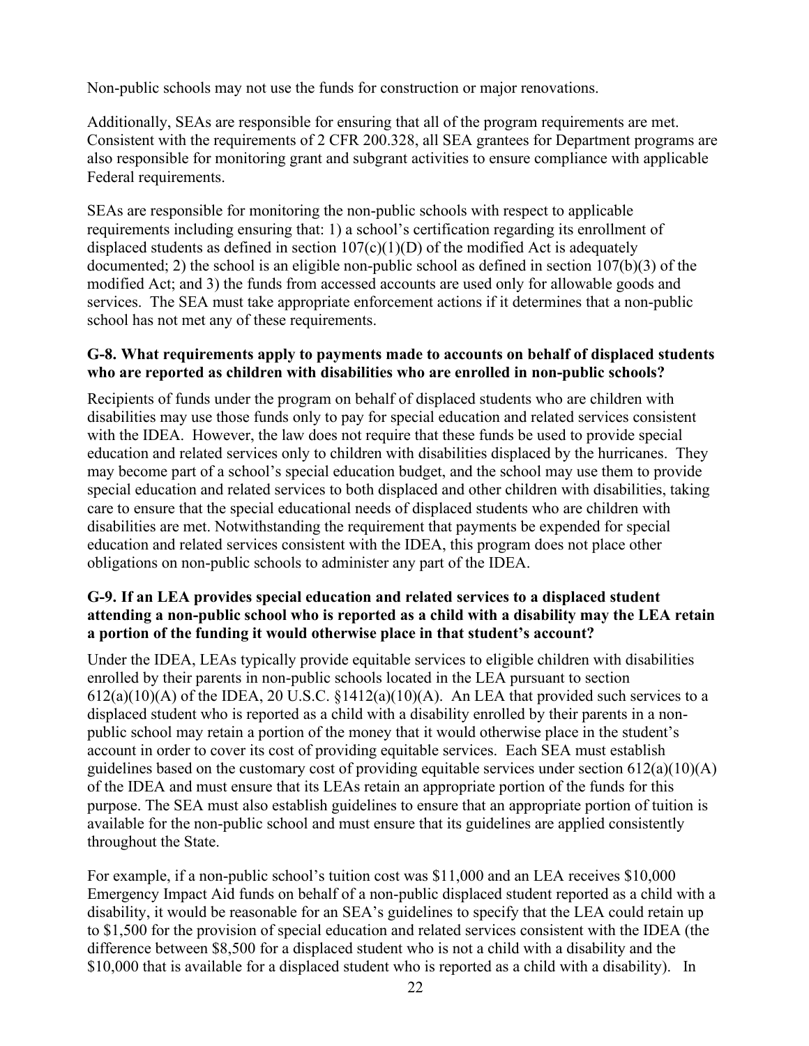Non-public schools may not use the funds for construction or major renovations.

Additionally, SEAs are responsible for ensuring that all of the program requirements are met. Consistent with the requirements of 2 CFR 200.328, all SEA grantees for Department programs are also responsible for monitoring grant and subgrant activities to ensure compliance with applicable Federal requirements.

SEAs are responsible for monitoring the non-public schools with respect to applicable requirements including ensuring that: 1) a school's certification regarding its enrollment of displaced students as defined in section 107(c)(1)(D) of the modified Act is adequately documented; 2) the school is an eligible non-public school as defined in section 107(b)(3) of the modified Act; and 3) the funds from accessed accounts are used only for allowable goods and services. The SEA must take appropriate enforcement actions if it determines that a non-public school has not met any of these requirements.

**G-8. What requirements apply to payments made to accounts on behalf of displaced students who are reported as children with disabilities who are enrolled in non-public schools?**

Recipients of funds under the program on behalf of displaced students who are children with disabilities may use those funds only to pay for special education and related services consistent with the IDEA. However, the law does not require that these funds be used to provide special education and related services only to children with disabilities displaced by the hurricanes. They may become part of a school's special education budget, and the school may use them to provide special education and related services to both displaced and other children with disabilities, taking care to ensure that the special educational needs of displaced students who are children with disabilities are met. Notwithstanding the requirement that payments be expended for special education and related services consistent with the IDEA, this program does not place other obligations on non-public schools to administer any part of the IDEA.

**G-9. If an LEA provides special education and related services to a displaced student attending a non-public school who is reported as a child with a disability may the LEA retain a portion of the funding it would otherwise place in that student's account?**

Under the IDEA, LEAs typically provide equitable services to eligible children with disabilities enrolled by their parents in non-public schools located in the LEA pursuant to section 612(a)(10)(A) of the IDEA, 20 U.S.C. §1412(a)(10)(A). An LEA that provided such services to a displaced student who is reported as a child with a disability enrolled by their parents in a non-public school may retain a portion of the money that it would otherwise place in the student's account in order to cover its cost of providing equitable services. Each SEA must establish guidelines based on the customary cost of providing equitable services under section 612(a)(10)(A) of the IDEA and must ensure that its LEAs retain an appropriate portion of the funds for this purpose. The SEA must also establish guidelines to ensure that an appropriate portion of tuition is available for the non-public school and must ensure that its guidelines are applied consistently throughout the State.

For example, if a non-public school's tuition cost was $11,000 and an LEA receives $10,000 Emergency Impact Aid funds on behalf of a non-public displaced student reported as a child with a disability, it would be reasonable for an SEA's guidelines to specify that the LEA could retain up to $1,500 for the provision of special education and related services consistent with the IDEA (the difference between $8,500 for a displaced student who is not a child with a disability and the $10,000 that is available for a displaced student who is reported as a child with a disability). In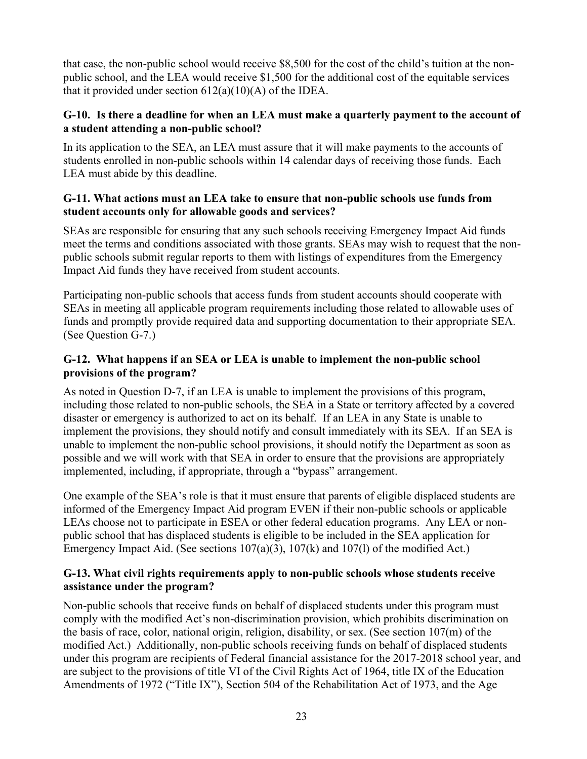that case, the non-public school would receive $8,500 for the cost of the child's tuition at the non-public school, and the LEA would receive $1,500 for the additional cost of the equitable services that it provided under section 612(a)(10)(A) of the IDEA.

### G-10. Is there a deadline for when an LEA must make a quarterly payment to the account of a student attending a non-public school?

In its application to the SEA, an LEA must assure that it will make payments to the accounts of students enrolled in non-public schools within 14 calendar days of receiving those funds. Each LEA must abide by this deadline.

### G-11. What actions must an LEA take to ensure that non-public schools use funds from student accounts only for allowable goods and services?

SEAs are responsible for ensuring that any such schools receiving Emergency Impact Aid funds meet the terms and conditions associated with those grants. SEAs may wish to request that the non-public schools submit regular reports to them with listings of expenditures from the Emergency Impact Aid funds they have received from student accounts.

Participating non-public schools that access funds from student accounts should cooperate with SEAs in meeting all applicable program requirements including those related to allowable uses of funds and promptly provide required data and supporting documentation to their appropriate SEA. (See Question G-7.)

### G-12. What happens if an SEA or LEA is unable to implement the non-public school provisions of the program?

As noted in Question D-7, if an LEA is unable to implement the provisions of this program, including those related to non-public schools, the SEA in a State or territory affected by a covered disaster or emergency is authorized to act on its behalf. If an LEA in any State is unable to implement the provisions, they should notify and consult immediately with its SEA. If an SEA is unable to implement the non-public school provisions, it should notify the Department as soon as possible and we will work with that SEA in order to ensure that the provisions are appropriately implemented, including, if appropriate, through a "bypass" arrangement.

One example of the SEA's role is that it must ensure that parents of eligible displaced students are informed of the Emergency Impact Aid program EVEN if their non-public schools or applicable LEAs choose not to participate in ESEA or other federal education programs. Any LEA or non-public school that has displaced students is eligible to be included in the SEA application for Emergency Impact Aid. (See sections 107(a)(3), 107(k) and 107(l) of the modified Act.)

### G-13. What civil rights requirements apply to non-public schools whose students receive assistance under the program?

Non-public schools that receive funds on behalf of displaced students under this program must comply with the modified Act's non-discrimination provision, which prohibits discrimination on the basis of race, color, national origin, religion, disability, or sex. (See section 107(m) of the modified Act.) Additionally, non-public schools receiving funds on behalf of displaced students under this program are recipients of Federal financial assistance for the 2017-2018 school year, and are subject to the provisions of title VI of the Civil Rights Act of 1964, title IX of the Education Amendments of 1972 ("Title IX"), Section 504 of the Rehabilitation Act of 1973, and the Age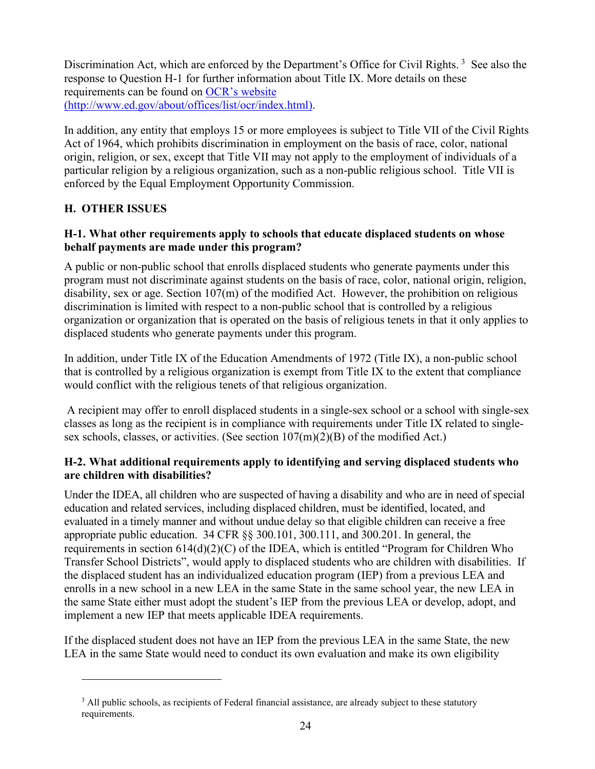Discrimination Act, which are enforced by the Department's Office for Civil Rights. [3] See also the response to Question H-1 for further information about Title IX. More details on these requirements can be found on [OCR's website (http://www.ed.gov/about/offices/list/ocr/index.html)](http://www.ed.gov/about/offices/list/ocr/index.html).

In addition, any entity that employs 15 or more employees is subject to Title VII of the Civil Rights Act of 1964, which prohibits discrimination in employment on the basis of race, color, national origin, religion, or sex, except that Title VII may not apply to the employment of individuals of a particular religion by a religious organization, such as a non-public religious school. Title VII is enforced by the Equal Employment Opportunity Commission.

## H. OTHER ISSUES

### H-1. What other requirements apply to schools that educate displaced students on whose behalf payments are made under this program?

A public or non-public school that enrolls displaced students who generate payments under this program must not discriminate against students on the basis of race, color, national origin, religion, disability, sex or age. Section 107(m) of the modified Act. However, the prohibition on religious discrimination is limited with respect to a non-public school that is controlled by a religious organization or organization that is operated on the basis of religious tenets in that it only applies to displaced students who generate payments under this program.

In addition, under Title IX of the Education Amendments of 1972 (Title IX), a non-public school that is controlled by a religious organization is exempt from Title IX to the extent that compliance would conflict with the religious tenets of that religious organization.

A recipient may offer to enroll displaced students in a single-sex school or a school with single-sex classes as long as the recipient is in compliance with requirements under Title IX related to single-sex schools, classes, or activities. (See section 107(m)(2)(B) of the modified Act.)

### H-2. What additional requirements apply to identifying and serving displaced students who are children with disabilities?

Under the IDEA, all children who are suspected of having a disability and who are in need of special education and related services, including displaced children, must be identified, located, and evaluated in a timely manner and without undue delay so that eligible children can receive a free appropriate public education. 34 CFR §§ 300.101, 300.111, and 300.201. In general, the requirements in section 614(d)(2)(C) of the IDEA, which is entitled "Program for Children Who Transfer School Districts", would apply to displaced students who are children with disabilities. If the displaced student has an individualized education program (IEP) from a previous LEA and enrolls in a new school in a new LEA in the same State in the same school year, the new LEA in the same State either must adopt the student's IEP from the previous LEA or develop, adopt, and implement a new IEP that meets applicable IDEA requirements.

If the displaced student does not have an IEP from the previous LEA in the same State, the new LEA in the same State would need to conduct its own evaluation and make its own eligibility

---

[3] All public schools, as recipients of Federal financial assistance, are already subject to these statutory requirements.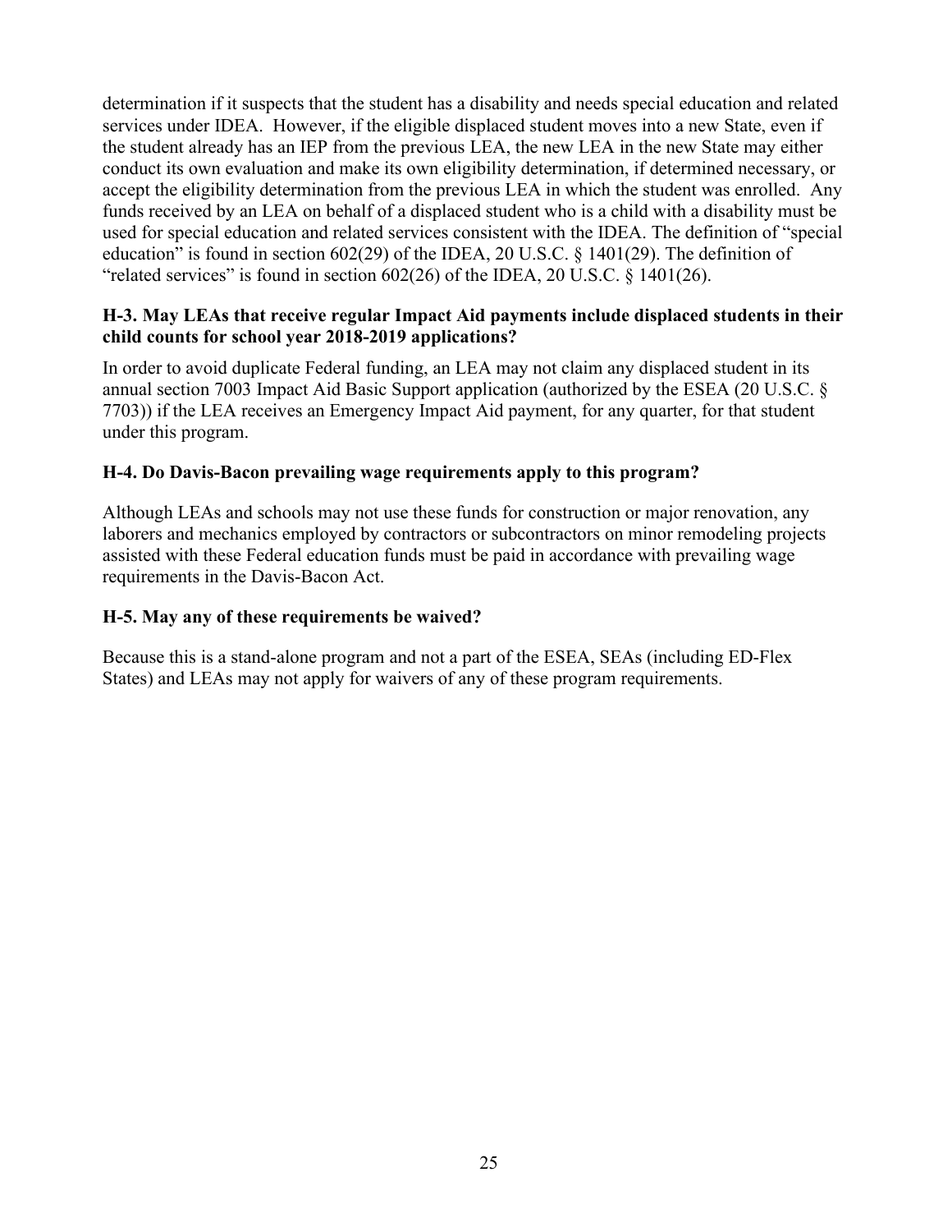determination if it suspects that the student has a disability and needs special education and related services under IDEA. However, if the eligible displaced student moves into a new State, even if the student already has an IEP from the previous LEA, the new LEA in the new State may either conduct its own evaluation and make its own eligibility determination, if determined necessary, or accept the eligibility determination from the previous LEA in which the student was enrolled. Any funds received by an LEA on behalf of a displaced student who is a child with a disability must be used for special education and related services consistent with the IDEA. The definition of "special education" is found in section 602(29) of the IDEA, 20 U.S.C. § 1401(29). The definition of "related services" is found in section 602(26) of the IDEA, 20 U.S.C. § 1401(26).

### H-3. May LEAs that receive regular Impact Aid payments include displaced students in their child counts for school year 2018-2019 applications?

In order to avoid duplicate Federal funding, an LEA may not claim any displaced student in its annual section 7003 Impact Aid Basic Support application (authorized by the ESEA (20 U.S.C. § 7703)) if the LEA receives an Emergency Impact Aid payment, for any quarter, for that student under this program.

### H-4. Do Davis-Bacon prevailing wage requirements apply to this program?

Although LEAs and schools may not use these funds for construction or major renovation, any laborers and mechanics employed by contractors or subcontractors on minor remodeling projects assisted with these Federal education funds must be paid in accordance with prevailing wage requirements in the Davis-Bacon Act.

### H-5. May any of these requirements be waived?

Because this is a stand-alone program and not a part of the ESEA, SEAs (including ED-Flex States) and LEAs may not apply for waivers of any of these program requirements.